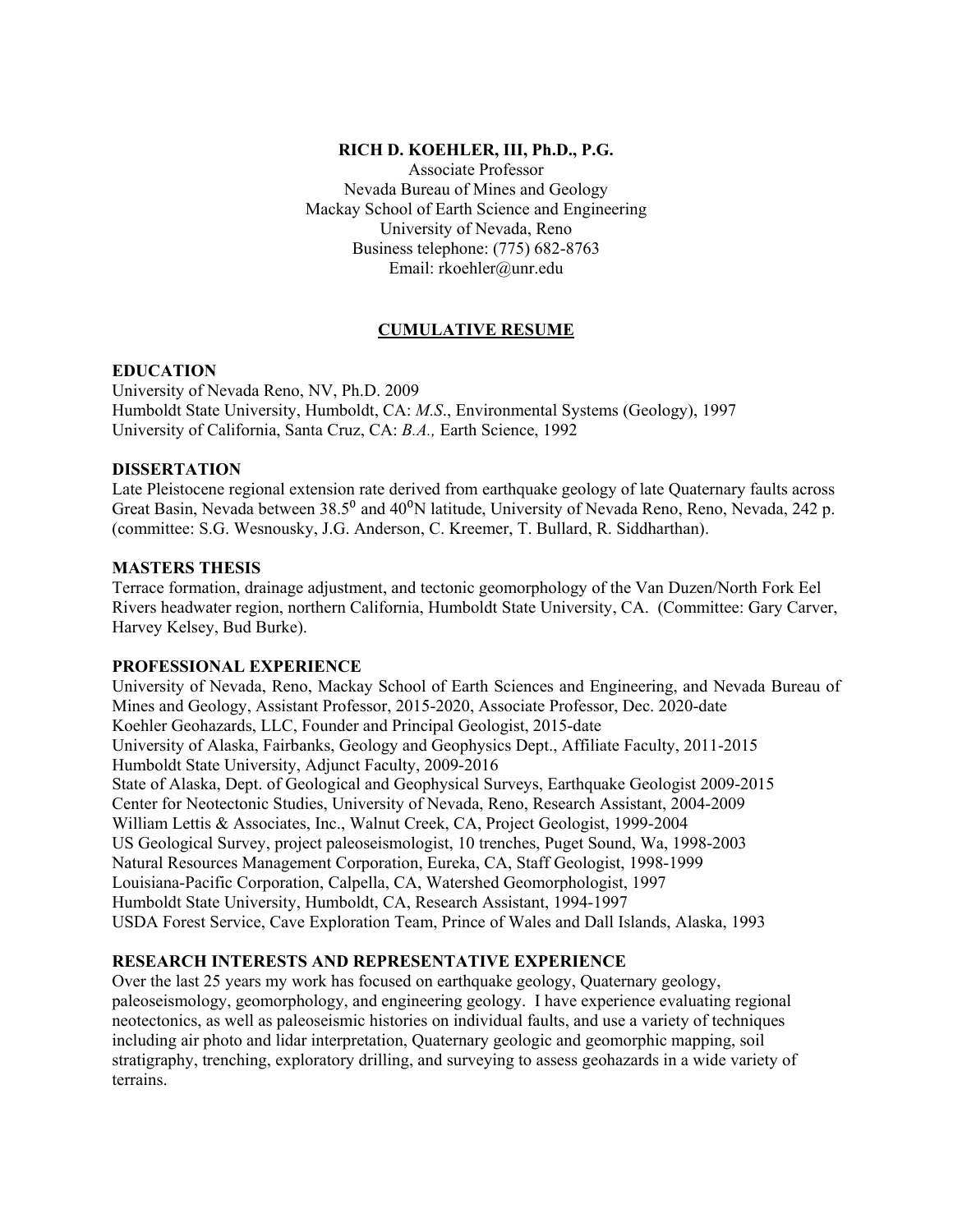**RICH D. KOEHLER, III, Ph.D., P.G.**

Associate Professor
Nevada Bureau of Mines and Geology
Mackay School of Earth Science and Engineering
University of Nevada, Reno
Business telephone: (775) 682-8763
Email: rkoehler@unr.edu

## CUMULATIVE RESUME

### EDUCATION

University of Nevada Reno, NV, Ph.D. 2009
Humboldt State University, Humboldt, CA: *M.S.*, Environmental Systems (Geology), 1997
University of California, Santa Cruz, CA: *B.A.,* Earth Science, 1992

### DISSERTATION

Late Pleistocene regional extension rate derived from earthquake geology of late Quaternary faults across Great Basin, Nevada between $38.5^0$ and $40^0$N latitude, University of Nevada Reno, Reno, Nevada, 242 p. (committee: S.G. Wesnousky, J.G. Anderson, C. Kreemer, T. Bullard, R. Siddharthan).

### MASTERS THESIS

Terrace formation, drainage adjustment, and tectonic geomorphology of the Van Duzen/North Fork Eel Rivers headwater region, northern California, Humboldt State University, CA. (Committee: Gary Carver, Harvey Kelsey, Bud Burke).

### PROFESSIONAL EXPERIENCE

University of Nevada, Reno, Mackay School of Earth Sciences and Engineering, and Nevada Bureau of Mines and Geology, Assistant Professor, 2015-2020, Associate Professor, Dec. 2020-date
Koehler Geohazards, LLC, Founder and Principal Geologist, 2015-date
University of Alaska, Fairbanks, Geology and Geophysics Dept., Affiliate Faculty, 2011-2015
Humboldt State University, Adjunct Faculty, 2009-2016
State of Alaska, Dept. of Geological and Geophysical Surveys, Earthquake Geologist 2009-2015
Center for Neotectonic Studies, University of Nevada, Reno, Research Assistant, 2004-2009
William Lettis & Associates, Inc., Walnut Creek, CA, Project Geologist, 1999-2004
US Geological Survey, project paleoseismologist, 10 trenches, Puget Sound, Wa, 1998-2003
Natural Resources Management Corporation, Eureka, CA, Staff Geologist, 1998-1999
Louisiana-Pacific Corporation, Calpella, CA, Watershed Geomorphologist, 1997
Humboldt State University, Humboldt, CA, Research Assistant, 1994-1997
USDA Forest Service, Cave Exploration Team, Prince of Wales and Dall Islands, Alaska, 1993

### RESEARCH INTERESTS AND REPRESENTATIVE EXPERIENCE

Over the last 25 years my work has focused on earthquake geology, Quaternary geology, paleoseismology, geomorphology, and engineering geology. I have experience evaluating regional neotectonics, as well as paleoseismic histories on individual faults, and use a variety of techniques including air photo and lidar interpretation, Quaternary geologic and geomorphic mapping, soil stratigraphy, trenching, exploratory drilling, and surveying to assess geohazards in a wide variety of terrains.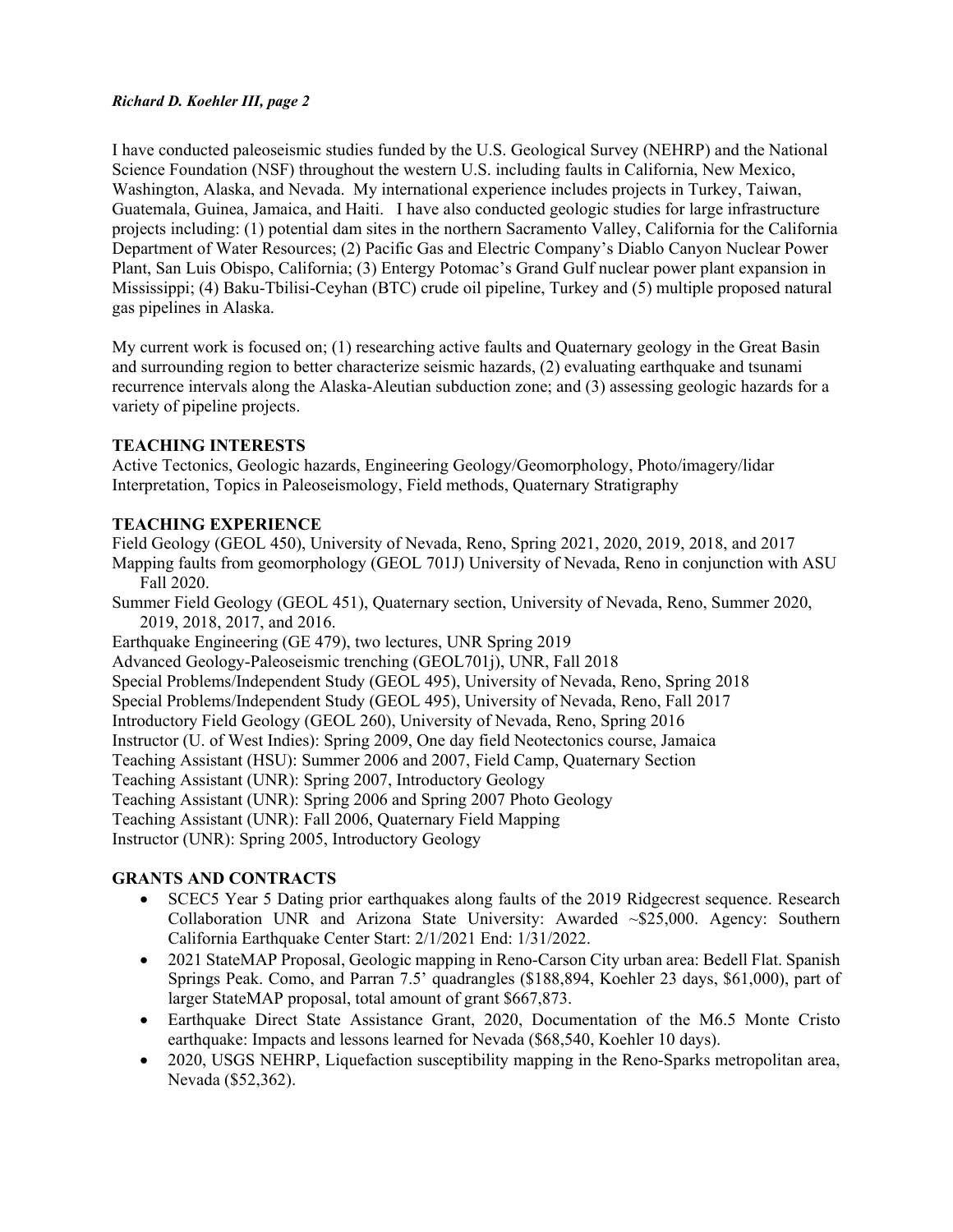I have conducted paleoseismic studies funded by the U.S. Geological Survey (NEHRP) and the National Science Foundation (NSF) throughout the western U.S. including faults in California, New Mexico, Washington, Alaska, and Nevada. My international experience includes projects in Turkey, Taiwan, Guatemala, Guinea, Jamaica, and Haiti. I have also conducted geologic studies for large infrastructure projects including: (1) potential dam sites in the northern Sacramento Valley, California for the California Department of Water Resources; (2) Pacific Gas and Electric Company's Diablo Canyon Nuclear Power Plant, San Luis Obispo, California; (3) Entergy Potomac's Grand Gulf nuclear power plant expansion in Mississippi; (4) Baku-Tbilisi-Ceyhan (BTC) crude oil pipeline, Turkey and (5) multiple proposed natural gas pipelines in Alaska.

My current work is focused on; (1) researching active faults and Quaternary geology in the Great Basin and surrounding region to better characterize seismic hazards, (2) evaluating earthquake and tsunami recurrence intervals along the Alaska-Aleutian subduction zone; and (3) assessing geologic hazards for a variety of pipeline projects.

## TEACHING INTERESTS

Active Tectonics, Geologic hazards, Engineering Geology/Geomorphology, Photo/imagery/lidar Interpretation, Topics in Paleoseismology, Field methods, Quaternary Stratigraphy

## TEACHING EXPERIENCE

Field Geology (GEOL 450), University of Nevada, Reno, Spring 2021, 2020, 2019, 2018, and 2017

Mapping faults from geomorphology (GEOL 701J) University of Nevada, Reno in conjunction with ASU Fall 2020.

Summer Field Geology (GEOL 451), Quaternary section, University of Nevada, Reno, Summer 2020, 2019, 2018, 2017, and 2016.

Earthquake Engineering (GE 479), two lectures, UNR Spring 2019

Advanced Geology-Paleoseismic trenching (GEOL701j), UNR, Fall 2018

Special Problems/Independent Study (GEOL 495), University of Nevada, Reno, Spring 2018

Special Problems/Independent Study (GEOL 495), University of Nevada, Reno, Fall 2017

Introductory Field Geology (GEOL 260), University of Nevada, Reno, Spring 2016

Instructor (U. of West Indies): Spring 2009, One day field Neotectonics course, Jamaica

Teaching Assistant (HSU): Summer 2006 and 2007, Field Camp, Quaternary Section

Teaching Assistant (UNR): Spring 2007, Introductory Geology

Teaching Assistant (UNR): Spring 2006 and Spring 2007 Photo Geology

Teaching Assistant (UNR): Fall 2006, Quaternary Field Mapping

Instructor (UNR): Spring 2005, Introductory Geology

## GRANTS AND CONTRACTS

- SCEC5 Year 5 Dating prior earthquakes along faults of the 2019 Ridgecrest sequence. Research Collaboration UNR and Arizona State University: Awarded ~$25,000. Agency: Southern California Earthquake Center Start: 2/1/2021 End: 1/31/2022.
- 2021 StateMAP Proposal, Geologic mapping in Reno-Carson City urban area: Bedell Flat. Spanish Springs Peak. Como, and Parran 7.5' quadrangles ($188,894, Koehler 23 days, $61,000), part of larger StateMAP proposal, total amount of grant $667,873.
- Earthquake Direct State Assistance Grant, 2020, Documentation of the M6.5 Monte Cristo earthquake: Impacts and lessons learned for Nevada ($68,540, Koehler 10 days).
- 2020, USGS NEHRP, Liquefaction susceptibility mapping in the Reno-Sparks metropolitan area, Nevada ($52,362).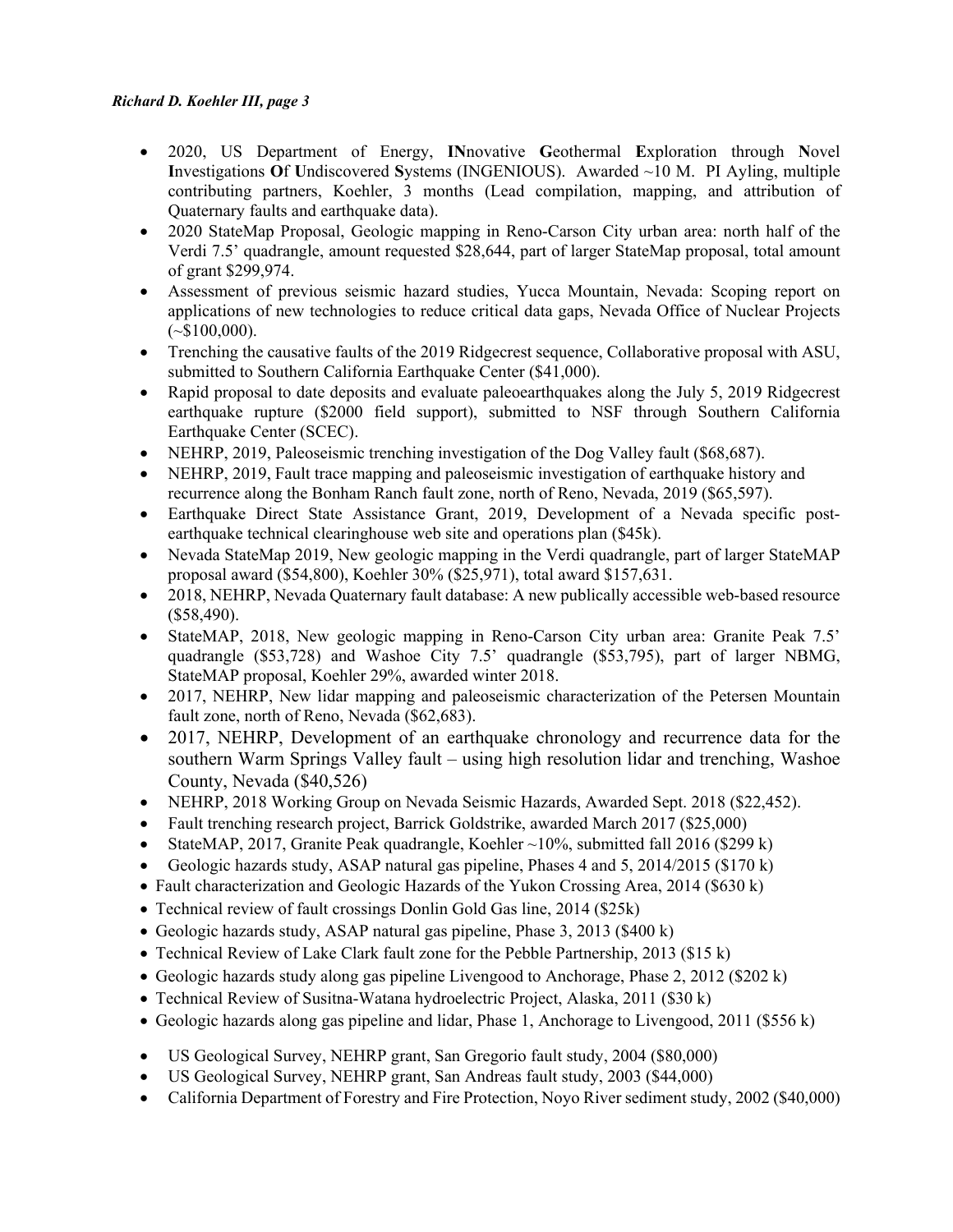- 2020, US Department of Energy, **IN**novative **G**eothermal **E**xploration through **N**ovel **I**nvestigations **O**f **U**ndiscovered **S**ystems (INGENIOUS). Awarded ~10 M. PI Ayling, multiple contributing partners, Koehler, 3 months (Lead compilation, mapping, and attribution of Quaternary faults and earthquake data).
- 2020 StateMap Proposal, Geologic mapping in Reno-Carson City urban area: north half of the Verdi 7.5' quadrangle, amount requested $28,644, part of larger StateMap proposal, total amount of grant $299,974.
- Assessment of previous seismic hazard studies, Yucca Mountain, Nevada: Scoping report on applications of new technologies to reduce critical data gaps, Nevada Office of Nuclear Projects (~$100,000).
- Trenching the causative faults of the 2019 Ridgecrest sequence, Collaborative proposal with ASU, submitted to Southern California Earthquake Center ($41,000).
- Rapid proposal to date deposits and evaluate paleoearthquakes along the July 5, 2019 Ridgecrest earthquake rupture ($2000 field support), submitted to NSF through Southern California Earthquake Center (SCEC).
- NEHRP, 2019, Paleoseismic trenching investigation of the Dog Valley fault ($68,687).
- NEHRP, 2019, Fault trace mapping and paleoseismic investigation of earthquake history and recurrence along the Bonham Ranch fault zone, north of Reno, Nevada, 2019 ($65,597).
- Earthquake Direct State Assistance Grant, 2019, Development of a Nevada specific post-earthquake technical clearinghouse web site and operations plan ($45k).
- Nevada StateMap 2019, New geologic mapping in the Verdi quadrangle, part of larger StateMAP proposal award ($54,800), Koehler 30% ($25,971), total award $157,631.
- 2018, NEHRP, Nevada Quaternary fault database: A new publically accessible web-based resource ($58,490).
- StateMAP, 2018, New geologic mapping in Reno-Carson City urban area: Granite Peak 7.5' quadrangle ($53,728) and Washoe City 7.5' quadrangle ($53,795), part of larger NBMG, StateMAP proposal, Koehler 29%, awarded winter 2018.
- 2017, NEHRP, New lidar mapping and paleoseismic characterization of the Petersen Mountain fault zone, north of Reno, Nevada ($62,683).
- 2017, NEHRP, Development of an earthquake chronology and recurrence data for the southern Warm Springs Valley fault – using high resolution lidar and trenching, Washoe County, Nevada ($40,526)
- NEHRP, 2018 Working Group on Nevada Seismic Hazards, Awarded Sept. 2018 ($22,452).
- Fault trenching research project, Barrick Goldstrike, awarded March 2017 ($25,000)
- StateMAP, 2017, Granite Peak quadrangle, Koehler ~10%, submitted fall 2016 ($299 k)
- Geologic hazards study, ASAP natural gas pipeline, Phases 4 and 5, 2014/2015 ($170 k)
- Fault characterization and Geologic Hazards of the Yukon Crossing Area, 2014 ($630 k)
- Technical review of fault crossings Donlin Gold Gas line, 2014 ($25k)
- Geologic hazards study, ASAP natural gas pipeline, Phase 3, 2013 ($400 k)
- Technical Review of Lake Clark fault zone for the Pebble Partnership, 2013 ($15 k)
- Geologic hazards study along gas pipeline Livengood to Anchorage, Phase 2, 2012 ($202 k)
- Technical Review of Susitna-Watana hydroelectric Project, Alaska, 2011 ($30 k)
- Geologic hazards along gas pipeline and lidar, Phase 1, Anchorage to Livengood, 2011 ($556 k)
- US Geological Survey, NEHRP grant, San Gregorio fault study, 2004 ($80,000)
- US Geological Survey, NEHRP grant, San Andreas fault study, 2003 ($44,000)
- California Department of Forestry and Fire Protection, Noyo River sediment study, 2002 ($40,000)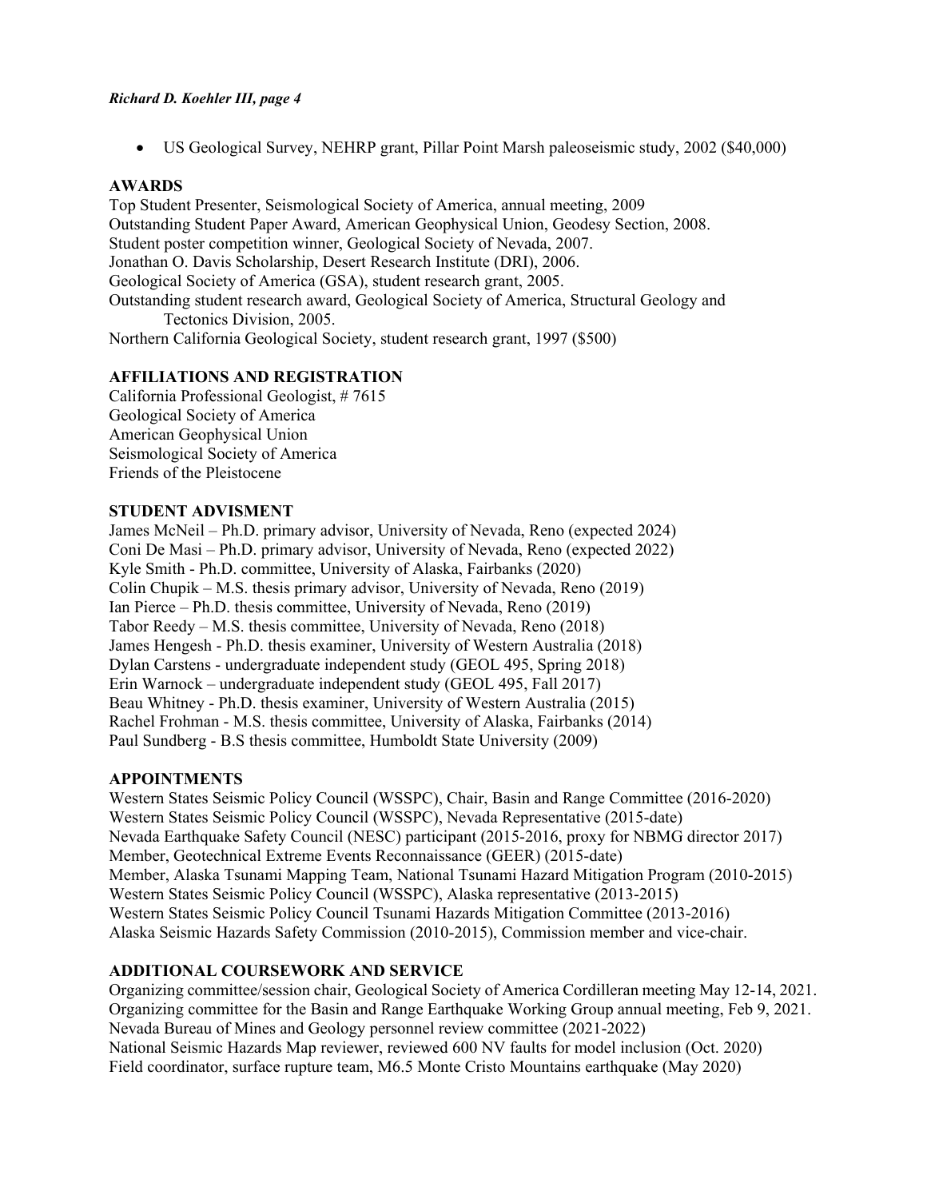- US Geological Survey, NEHRP grant, Pillar Point Marsh paleoseismic study, 2002 ($40,000)

## AWARDS

Top Student Presenter, Seismological Society of America, annual meeting, 2009
Outstanding Student Paper Award, American Geophysical Union, Geodesy Section, 2008.
Student poster competition winner, Geological Society of Nevada, 2007.
Jonathan O. Davis Scholarship, Desert Research Institute (DRI), 2006.
Geological Society of America (GSA), student research grant, 2005.
Outstanding student research award, Geological Society of America, Structural Geology and Tectonics Division, 2005.
Northern California Geological Society, student research grant, 1997 ($500)

## AFFILIATIONS AND REGISTRATION

California Professional Geologist, # 7615
Geological Society of America
American Geophysical Union
Seismological Society of America
Friends of the Pleistocene

## STUDENT ADVISMENT

James McNeil – Ph.D. primary advisor, University of Nevada, Reno (expected 2024)
Coni De Masi – Ph.D. primary advisor, University of Nevada, Reno (expected 2022)
Kyle Smith - Ph.D. committee, University of Alaska, Fairbanks (2020)
Colin Chupik – M.S. thesis primary advisor, University of Nevada, Reno (2019)
Ian Pierce – Ph.D. thesis committee, University of Nevada, Reno (2019)
Tabor Reedy – M.S. thesis committee, University of Nevada, Reno (2018)
James Hengesh - Ph.D. thesis examiner, University of Western Australia (2018)
Dylan Carstens - undergraduate independent study (GEOL 495, Spring 2018)
Erin Warnock – undergraduate independent study (GEOL 495, Fall 2017)
Beau Whitney - Ph.D. thesis examiner, University of Western Australia (2015)
Rachel Frohman - M.S. thesis committee, University of Alaska, Fairbanks (2014)
Paul Sundberg - B.S thesis committee, Humboldt State University (2009)

## APPOINTMENTS

Western States Seismic Policy Council (WSSPC), Chair, Basin and Range Committee (2016-2020)
Western States Seismic Policy Council (WSSPC), Nevada Representative (2015-date)
Nevada Earthquake Safety Council (NESC) participant (2015-2016, proxy for NBMG director 2017)
Member, Geotechnical Extreme Events Reconnaissance (GEER) (2015-date)
Member, Alaska Tsunami Mapping Team, National Tsunami Hazard Mitigation Program (2010-2015)
Western States Seismic Policy Council (WSSPC), Alaska representative (2013-2015)
Western States Seismic Policy Council Tsunami Hazards Mitigation Committee (2013-2016)
Alaska Seismic Hazards Safety Commission (2010-2015), Commission member and vice-chair.

## ADDITIONAL COURSEWORK AND SERVICE

Organizing committee/session chair, Geological Society of America Cordilleran meeting May 12-14, 2021.
Organizing committee for the Basin and Range Earthquake Working Group annual meeting, Feb 9, 2021.
Nevada Bureau of Mines and Geology personnel review committee (2021-2022)
National Seismic Hazards Map reviewer, reviewed 600 NV faults for model inclusion (Oct. 2020)
Field coordinator, surface rupture team, M6.5 Monte Cristo Mountains earthquake (May 2020)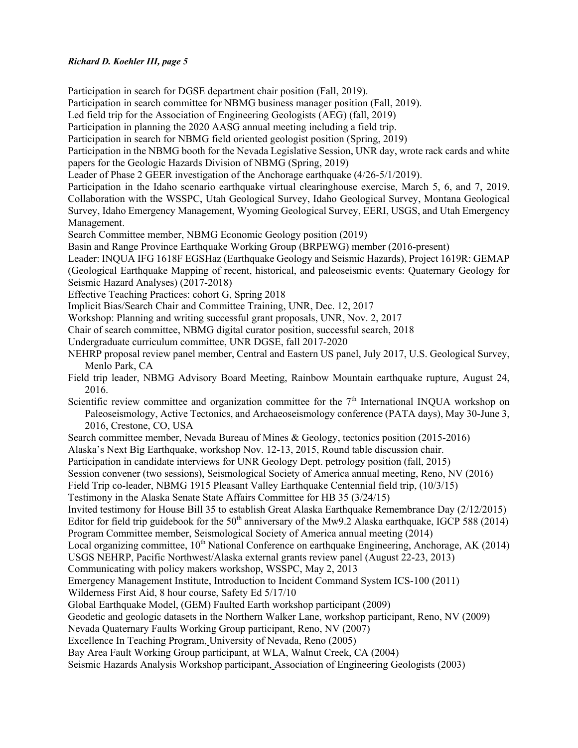Participation in search for DGSE department chair position (Fall, 2019).

Participation in search committee for NBMG business manager position (Fall, 2019).

Led field trip for the Association of Engineering Geologists (AEG) (fall, 2019)

Participation in planning the 2020 AASG annual meeting including a field trip.

Participation in search for NBMG field oriented geologist position (Spring, 2019)

Participation in the NBMG booth for the Nevada Legislative Session, UNR day, wrote rack cards and white papers for the Geologic Hazards Division of NBMG (Spring, 2019)

Leader of Phase 2 GEER investigation of the Anchorage earthquake (4/26-5/1/2019).

Participation in the Idaho scenario earthquake virtual clearinghouse exercise, March 5, 6, and 7, 2019. Collaboration with the WSSPC, Utah Geological Survey, Idaho Geological Survey, Montana Geological Survey, Idaho Emergency Management, Wyoming Geological Survey, EERI, USGS, and Utah Emergency Management.

Search Committee member, NBMG Economic Geology position (2019)

Basin and Range Province Earthquake Working Group (BRPEWG) member (2016-present)

Leader: INQUA IFG 1618F EGSHaz (Earthquake Geology and Seismic Hazards), Project 1619R: GEMAP (Geological Earthquake Mapping of recent, historical, and paleoseismic events: Quaternary Geology for Seismic Hazard Analyses) (2017-2018)

Effective Teaching Practices: cohort G, Spring 2018

Implicit Bias/Search Chair and Committee Training, UNR, Dec. 12, 2017

Workshop: Planning and writing successful grant proposals, UNR, Nov. 2, 2017

Chair of search committee, NBMG digital curator position, successful search, 2018

Undergraduate curriculum committee, UNR DGSE, fall 2017-2020

NEHRP proposal review panel member, Central and Eastern US panel, July 2017, U.S. Geological Survey, Menlo Park, CA

Field trip leader, NBMG Advisory Board Meeting, Rainbow Mountain earthquake rupture, August 24, 2016.

Scientific review committee and organization committee for the 7th International INQUA workshop on Paleoseismology, Active Tectonics, and Archaeoseismology conference (PATA days), May 30-June 3, 2016, Crestone, CO, USA

Search committee member, Nevada Bureau of Mines & Geology, tectonics position (2015-2016)

Alaska's Next Big Earthquake, workshop Nov. 12-13, 2015, Round table discussion chair.

Participation in candidate interviews for UNR Geology Dept. petrology position (fall, 2015)

Session convener (two sessions), Seismological Society of America annual meeting, Reno, NV (2016)

Field Trip co-leader, NBMG 1915 Pleasant Valley Earthquake Centennial field trip, (10/3/15)

Testimony in the Alaska Senate State Affairs Committee for HB 35 (3/24/15)

Invited testimony for House Bill 35 to establish Great Alaska Earthquake Remembrance Day (2/12/2015)

Editor for field trip guidebook for the 50th anniversary of the Mw9.2 Alaska earthquake, IGCP 588 (2014)

Program Committee member, Seismological Society of America annual meeting (2014)

Local organizing committee, 10th National Conference on earthquake Engineering, Anchorage, AK (2014)

USGS NEHRP, Pacific Northwest/Alaska external grants review panel (August 22-23, 2013)

Communicating with policy makers workshop, WSSPC, May 2, 2013

Emergency Management Institute, Introduction to Incident Command System ICS-100 (2011)

Wilderness First Aid, 8 hour course, Safety Ed 5/17/10

Global Earthquake Model, (GEM) Faulted Earth workshop participant (2009)

Geodetic and geologic datasets in the Northern Walker Lane, workshop participant, Reno, NV (2009)

Nevada Quaternary Faults Working Group participant, Reno, NV (2007)

Excellence In Teaching Program, University of Nevada, Reno (2005)

Bay Area Fault Working Group participant, at WLA, Walnut Creek, CA (2004)

Seismic Hazards Analysis Workshop participant, Association of Engineering Geologists (2003)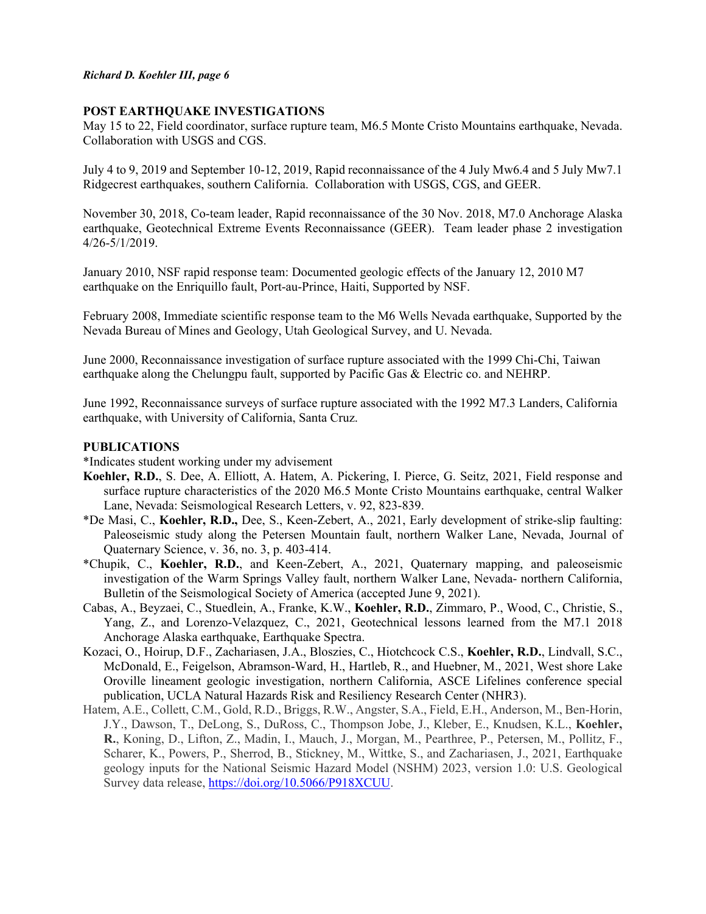## POST EARTHQUAKE INVESTIGATIONS

May 15 to 22, Field coordinator, surface rupture team, M6.5 Monte Cristo Mountains earthquake, Nevada. Collaboration with USGS and CGS.

July 4 to 9, 2019 and September 10-12, 2019, Rapid reconnaissance of the 4 July Mw6.4 and 5 July Mw7.1 Ridgecrest earthquakes, southern California. Collaboration with USGS, CGS, and GEER.

November 30, 2018, Co-team leader, Rapid reconnaissance of the 30 Nov. 2018, M7.0 Anchorage Alaska earthquake, Geotechnical Extreme Events Reconnaissance (GEER). Team leader phase 2 investigation 4/26-5/1/2019.

January 2010, NSF rapid response team: Documented geologic effects of the January 12, 2010 M7 earthquake on the Enriquillo fault, Port-au-Prince, Haiti, Supported by NSF.

February 2008, Immediate scientific response team to the M6 Wells Nevada earthquake, Supported by the Nevada Bureau of Mines and Geology, Utah Geological Survey, and U. Nevada.

June 2000, Reconnaissance investigation of surface rupture associated with the 1999 Chi-Chi, Taiwan earthquake along the Chelungpu fault, supported by Pacific Gas & Electric co. and NEHRP.

June 1992, Reconnaissance surveys of surface rupture associated with the 1992 M7.3 Landers, California earthquake, with University of California, Santa Cruz.

## PUBLICATIONS

*Indicates student working under my advisement

- **Koehler, R.D.**, S. Dee, A. Elliott, A. Hatem, A. Pickering, I. Pierce, G. Seitz, 2021, Field response and surface rupture characteristics of the 2020 M6.5 Monte Cristo Mountains earthquake, central Walker Lane, Nevada: Seismological Research Letters, v. 92, 823-839.
- *De Masi, C., **Koehler, R.D.,** Dee, S., Keen-Zebert, A., 2021, Early development of strike-slip faulting: Paleoseismic study along the Petersen Mountain fault, northern Walker Lane, Nevada, Journal of Quaternary Science, v. 36, no. 3, p. 403-414.
- *Chupik, C., **Koehler, R.D.**, and Keen-Zebert, A., 2021, Quaternary mapping, and paleoseismic investigation of the Warm Springs Valley fault, northern Walker Lane, Nevada- northern California, Bulletin of the Seismological Society of America (accepted June 9, 2021).
- Cabas, A., Beyzaei, C., Stuedlein, A., Franke, K.W., **Koehler, R.D.**, Zimmaro, P., Wood, C., Christie, S., Yang, Z., and Lorenzo-Velazquez, C., 2021, Geotechnical lessons learned from the M7.1 2018 Anchorage Alaska earthquake, Earthquake Spectra.
- Kozaci, O., Hoirup, D.F., Zachariasen, J.A., Bloszies, C., Hiotchcock C.S., **Koehler, R.D.**, Lindvall, S.C., McDonald, E., Feigelson, Abramson-Ward, H., Hartleb, R., and Huebner, M., 2021, West shore Lake Oroville lineament geologic investigation, northern California, ASCE Lifelines conference special publication, UCLA Natural Hazards Risk and Resiliency Research Center (NHR3).
- Hatem, A.E., Collett, C.M., Gold, R.D., Briggs, R.W., Angster, S.A., Field, E.H., Anderson, M., Ben-Horin, J.Y., Dawson, T., DeLong, S., DuRoss, C., Thompson Jobe, J., Kleber, E., Knudsen, K.L., **Koehler, R.**, Koning, D., Lifton, Z., Madin, I., Mauch, J., Morgan, M., Pearthree, P., Petersen, M., Pollitz, F., Scharer, K., Powers, P., Sherrod, B., Stickney, M., Wittke, S., and Zachariasen, J., 2021, Earthquake geology inputs for the National Seismic Hazard Model (NSHM) 2023, version 1.0: U.S. Geological Survey data release, https://doi.org/10.5066/P918XCUU.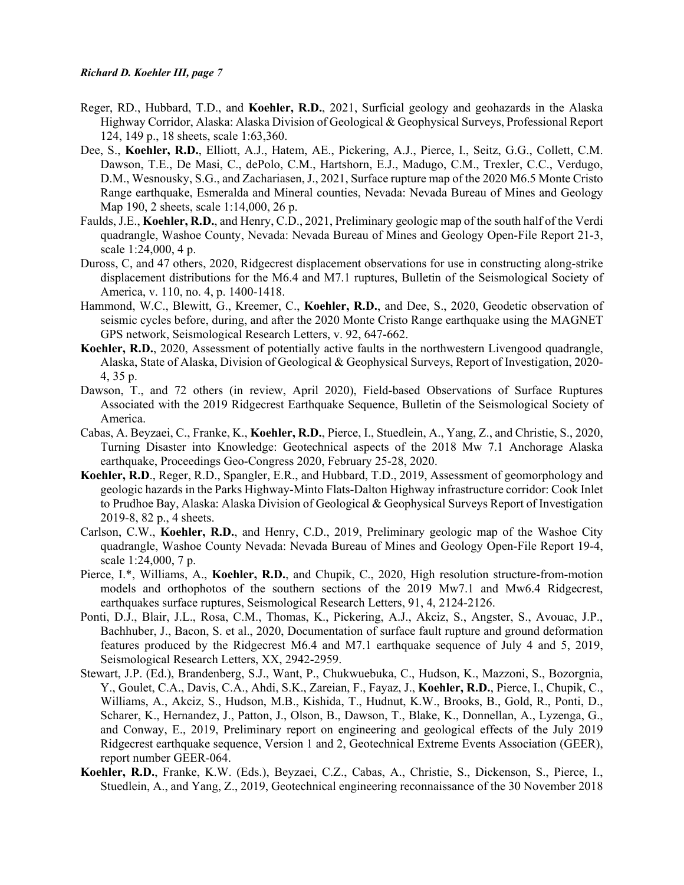Reger, RD., Hubbard, T.D., and **Koehler, R.D.**, 2021, Surficial geology and geohazards in the Alaska Highway Corridor, Alaska: Alaska Division of Geological & Geophysical Surveys, Professional Report 124, 149 p., 18 sheets, scale 1:63,360.

Dee, S., **Koehler, R.D.**, Elliott, A.J., Hatem, AE., Pickering, A.J., Pierce, I., Seitz, G.G., Collett, C.M. Dawson, T.E., De Masi, C., dePolo, C.M., Hartshorn, E.J., Madugo, C.M., Trexler, C.C., Verdugo, D.M., Wesnousky, S.G., and Zachariasen, J., 2021, Surface rupture map of the 2020 M6.5 Monte Cristo Range earthquake, Esmeralda and Mineral counties, Nevada: Nevada Bureau of Mines and Geology Map 190, 2 sheets, scale 1:14,000, 26 p.

Faulds, J.E., **Koehler, R.D.**, and Henry, C.D., 2021, Preliminary geologic map of the south half of the Verdi quadrangle, Washoe County, Nevada: Nevada Bureau of Mines and Geology Open-File Report 21-3, scale 1:24,000, 4 p.

Duross, C, and 47 others, 2020, Ridgecrest displacement observations for use in constructing along-strike displacement distributions for the M6.4 and M7.1 ruptures, Bulletin of the Seismological Society of America, v. 110, no. 4, p. 1400-1418.

Hammond, W.C., Blewitt, G., Kreemer, C., **Koehler, R.D.**, and Dee, S., 2020, Geodetic observation of seismic cycles before, during, and after the 2020 Monte Cristo Range earthquake using the MAGNET GPS network, Seismological Research Letters, v. 92, 647-662.

**Koehler, R.D.**, 2020, Assessment of potentially active faults in the northwestern Livengood quadrangle, Alaska, State of Alaska, Division of Geological & Geophysical Surveys, Report of Investigation, 2020-4, 35 p.

Dawson, T., and 72 others (in review, April 2020), Field-based Observations of Surface Ruptures Associated with the 2019 Ridgecrest Earthquake Sequence, Bulletin of the Seismological Society of America.

Cabas, A. Beyzaei, C., Franke, K., **Koehler, R.D.**, Pierce, I., Stuedlein, A., Yang, Z., and Christie, S., 2020, Turning Disaster into Knowledge: Geotechnical aspects of the 2018 Mw 7.1 Anchorage Alaska earthquake, Proceedings Geo-Congress 2020, February 25-28, 2020.

**Koehler, R.D**., Reger, R.D., Spangler, E.R., and Hubbard, T.D., 2019, Assessment of geomorphology and geologic hazards in the Parks Highway-Minto Flats-Dalton Highway infrastructure corridor: Cook Inlet to Prudhoe Bay, Alaska: Alaska Division of Geological & Geophysical Surveys Report of Investigation 2019-8, 82 p., 4 sheets.

Carlson, C.W., **Koehler, R.D.**, and Henry, C.D., 2019, Preliminary geologic map of the Washoe City quadrangle, Washoe County Nevada: Nevada Bureau of Mines and Geology Open-File Report 19-4, scale 1:24,000, 7 p.

Pierce, I.*, Williams, A., **Koehler, R.D.**, and Chupik, C., 2020, High resolution structure-from-motion models and orthophotos of the southern sections of the 2019 Mw7.1 and Mw6.4 Ridgecrest, earthquakes surface ruptures, Seismological Research Letters, 91, 4, 2124-2126.

Ponti, D.J., Blair, J.L., Rosa, C.M., Thomas, K., Pickering, A.J., Akciz, S., Angster, S., Avouac, J.P., Bachhuber, J., Bacon, S. et al., 2020, Documentation of surface fault rupture and ground deformation features produced by the Ridgecrest M6.4 and M7.1 earthquake sequence of July 4 and 5, 2019, Seismological Research Letters, XX, 2942-2959.

Stewart, J.P. (Ed.), Brandenberg, S.J., Want, P., Chukwuebuka, C., Hudson, K., Mazzoni, S., Bozorgnia, Y., Goulet, C.A., Davis, C.A., Ahdi, S.K., Zareian, F., Fayaz, J., **Koehler, R.D.**, Pierce, I., Chupik, C., Williams, A., Akciz, S., Hudson, M.B., Kishida, T., Hudnut, K.W., Brooks, B., Gold, R., Ponti, D., Scharer, K., Hernandez, J., Patton, J., Olson, B., Dawson, T., Blake, K., Donnellan, A., Lyzenga, G., and Conway, E., 2019, Preliminary report on engineering and geological effects of the July 2019 Ridgecrest earthquake sequence, Version 1 and 2, Geotechnical Extreme Events Association (GEER), report number GEER-064.

**Koehler, R.D.**, Franke, K.W. (Eds.), Beyzaei, C.Z., Cabas, A., Christie, S., Dickenson, S., Pierce, I., Stuedlein, A., and Yang, Z., 2019, Geotechnical engineering reconnaissance of the 30 November 2018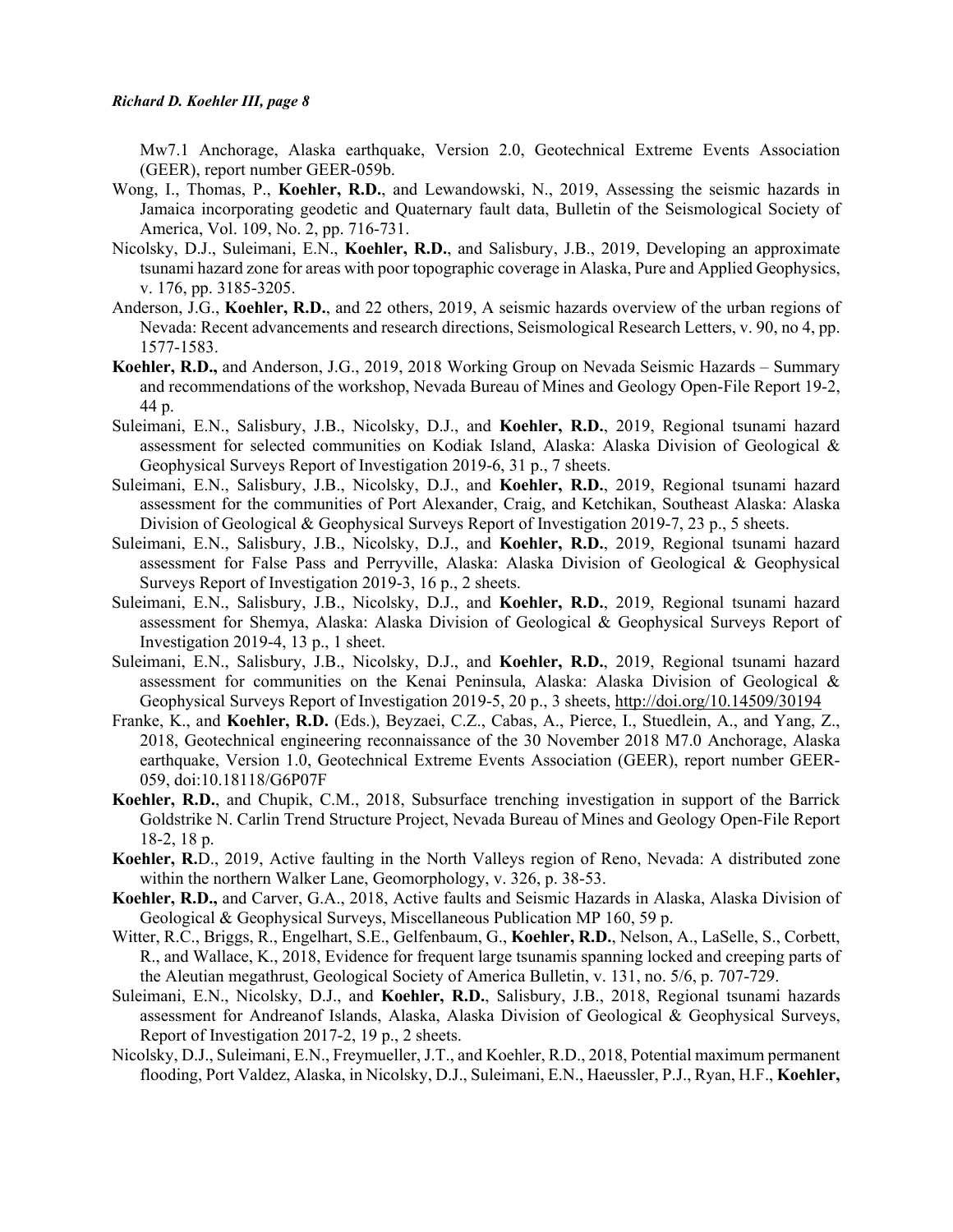Mw7.1 Anchorage, Alaska earthquake, Version 2.0, Geotechnical Extreme Events Association (GEER), report number GEER-059b.

Wong, I., Thomas, P., **Koehler, R.D.**, and Lewandowski, N., 2019, Assessing the seismic hazards in Jamaica incorporating geodetic and Quaternary fault data, Bulletin of the Seismological Society of America, Vol. 109, No. 2, pp. 716-731.

Nicolsky, D.J., Suleimani, E.N., **Koehler, R.D.**, and Salisbury, J.B., 2019, Developing an approximate tsunami hazard zone for areas with poor topographic coverage in Alaska, Pure and Applied Geophysics, v. 176, pp. 3185-3205.

Anderson, J.G., **Koehler, R.D.**, and 22 others, 2019, A seismic hazards overview of the urban regions of Nevada: Recent advancements and research directions, Seismological Research Letters, v. 90, no 4, pp. 1577-1583.

**Koehler, R.D.,** and Anderson, J.G., 2019, 2018 Working Group on Nevada Seismic Hazards – Summary and recommendations of the workshop, Nevada Bureau of Mines and Geology Open-File Report 19-2, 44 p.

Suleimani, E.N., Salisbury, J.B., Nicolsky, D.J., and **Koehler, R.D.**, 2019, Regional tsunami hazard assessment for selected communities on Kodiak Island, Alaska: Alaska Division of Geological & Geophysical Surveys Report of Investigation 2019-6, 31 p., 7 sheets.

Suleimani, E.N., Salisbury, J.B., Nicolsky, D.J., and **Koehler, R.D.**, 2019, Regional tsunami hazard assessment for the communities of Port Alexander, Craig, and Ketchikan, Southeast Alaska: Alaska Division of Geological & Geophysical Surveys Report of Investigation 2019-7, 23 p., 5 sheets.

Suleimani, E.N., Salisbury, J.B., Nicolsky, D.J., and **Koehler, R.D.**, 2019, Regional tsunami hazard assessment for False Pass and Perryville, Alaska: Alaska Division of Geological & Geophysical Surveys Report of Investigation 2019-3, 16 p., 2 sheets.

Suleimani, E.N., Salisbury, J.B., Nicolsky, D.J., and **Koehler, R.D.**, 2019, Regional tsunami hazard assessment for Shemya, Alaska: Alaska Division of Geological & Geophysical Surveys Report of Investigation 2019-4, 13 p., 1 sheet.

Suleimani, E.N., Salisbury, J.B., Nicolsky, D.J., and **Koehler, R.D.**, 2019, Regional tsunami hazard assessment for communities on the Kenai Peninsula, Alaska: Alaska Division of Geological & Geophysical Surveys Report of Investigation 2019-5, 20 p., 3 sheets, http://doi.org/10.14509/30194

Franke, K., and **Koehler, R.D.** (Eds.), Beyzaei, C.Z., Cabas, A., Pierce, I., Stuedlein, A., and Yang, Z., 2018, Geotechnical engineering reconnaissance of the 30 November 2018 M7.0 Anchorage, Alaska earthquake, Version 1.0, Geotechnical Extreme Events Association (GEER), report number GEER-059, doi:10.18118/G6P07F

**Koehler, R.D.**, and Chupik, C.M., 2018, Subsurface trenching investigation in support of the Barrick Goldstrike N. Carlin Trend Structure Project, Nevada Bureau of Mines and Geology Open-File Report 18-2, 18 p.

**Koehler, R.**D., 2019, Active faulting in the North Valleys region of Reno, Nevada: A distributed zone within the northern Walker Lane, Geomorphology, v. 326, p. 38-53.

**Koehler, R.D.,** and Carver, G.A., 2018, Active faults and Seismic Hazards in Alaska, Alaska Division of Geological & Geophysical Surveys, Miscellaneous Publication MP 160, 59 p.

Witter, R.C., Briggs, R., Engelhart, S.E., Gelfenbaum, G., **Koehler, R.D.**, Nelson, A., LaSelle, S., Corbett, R., and Wallace, K., 2018, Evidence for frequent large tsunamis spanning locked and creeping parts of the Aleutian megathrust, Geological Society of America Bulletin, v. 131, no. 5/6, p. 707-729.

Suleimani, E.N., Nicolsky, D.J., and **Koehler, R.D.**, Salisbury, J.B., 2018, Regional tsunami hazards assessment for Andreanof Islands, Alaska, Alaska Division of Geological & Geophysical Surveys, Report of Investigation 2017-2, 19 p., 2 sheets.

Nicolsky, D.J., Suleimani, E.N., Freymueller, J.T., and Koehler, R.D., 2018, Potential maximum permanent flooding, Port Valdez, Alaska, in Nicolsky, D.J., Suleimani, E.N., Haeussler, P.J., Ryan, H.F., **Koehler,**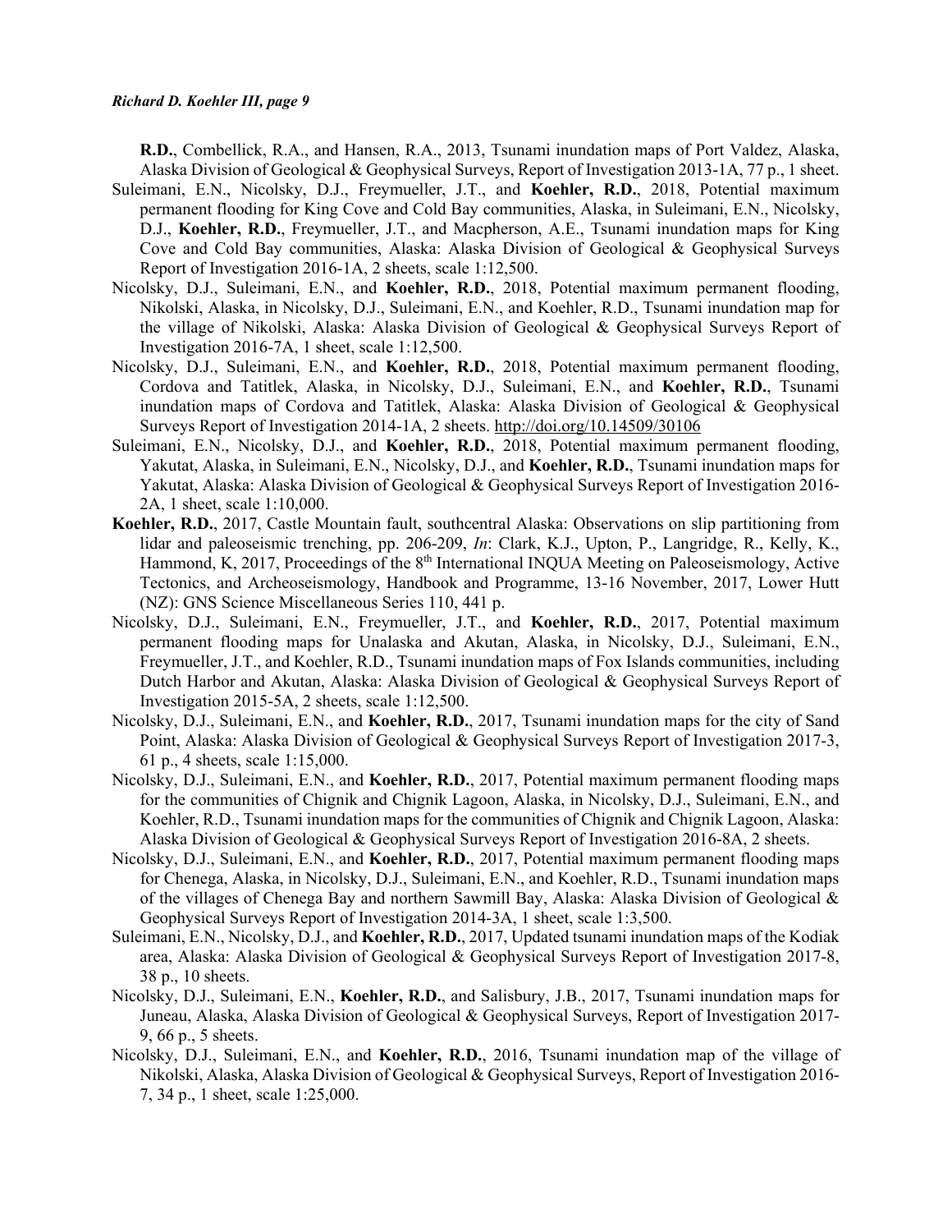**R.D.**, Combellick, R.A., and Hansen, R.A., 2013, Tsunami inundation maps of Port Valdez, Alaska, Alaska Division of Geological & Geophysical Surveys, Report of Investigation 2013-1A, 77 p., 1 sheet.

Suleimani, E.N., Nicolsky, D.J., Freymueller, J.T., and **Koehler, R.D.**, 2018, Potential maximum permanent flooding for King Cove and Cold Bay communities, Alaska, in Suleimani, E.N., Nicolsky, D.J., **Koehler, R.D.**, Freymueller, J.T., and Macpherson, A.E., Tsunami inundation maps for King Cove and Cold Bay communities, Alaska: Alaska Division of Geological & Geophysical Surveys Report of Investigation 2016-1A, 2 sheets, scale 1:12,500.

Nicolsky, D.J., Suleimani, E.N., and **Koehler, R.D.**, 2018, Potential maximum permanent flooding, Nikolski, Alaska, in Nicolsky, D.J., Suleimani, E.N., and Koehler, R.D., Tsunami inundation map for the village of Nikolski, Alaska: Alaska Division of Geological & Geophysical Surveys Report of Investigation 2016-7A, 1 sheet, scale 1:12,500.

Nicolsky, D.J., Suleimani, E.N., and **Koehler, R.D.**, 2018, Potential maximum permanent flooding, Cordova and Tatitlek, Alaska, in Nicolsky, D.J., Suleimani, E.N., and **Koehler, R.D.**, Tsunami inundation maps of Cordova and Tatitlek, Alaska: Alaska Division of Geological & Geophysical Surveys Report of Investigation 2014-1A, 2 sheets. http://doi.org/10.14509/30106

Suleimani, E.N., Nicolsky, D.J., and **Koehler, R.D.**, 2018, Potential maximum permanent flooding, Yakutat, Alaska, in Suleimani, E.N., Nicolsky, D.J., and **Koehler, R.D.**, Tsunami inundation maps for Yakutat, Alaska: Alaska Division of Geological & Geophysical Surveys Report of Investigation 2016-2A, 1 sheet, scale 1:10,000.

**Koehler, R.D.**, 2017, Castle Mountain fault, southcentral Alaska: Observations on slip partitioning from lidar and paleoseismic trenching, pp. 206-209, *In*: Clark, K.J., Upton, P., Langridge, R., Kelly, K., Hammond, K, 2017, Proceedings of the 8th International INQUA Meeting on Paleoseismology, Active Tectonics, and Archeoseismology, Handbook and Programme, 13-16 November, 2017, Lower Hutt (NZ): GNS Science Miscellaneous Series 110, 441 p.

Nicolsky, D.J., Suleimani, E.N., Freymueller, J.T., and **Koehler, R.D.**, 2017, Potential maximum permanent flooding maps for Unalaska and Akutan, Alaska, in Nicolsky, D.J., Suleimani, E.N., Freymueller, J.T., and Koehler, R.D., Tsunami inundation maps of Fox Islands communities, including Dutch Harbor and Akutan, Alaska: Alaska Division of Geological & Geophysical Surveys Report of Investigation 2015-5A, 2 sheets, scale 1:12,500.

Nicolsky, D.J., Suleimani, E.N., and **Koehler, R.D.**, 2017, Tsunami inundation maps for the city of Sand Point, Alaska: Alaska Division of Geological & Geophysical Surveys Report of Investigation 2017-3, 61 p., 4 sheets, scale 1:15,000.

Nicolsky, D.J., Suleimani, E.N., and **Koehler, R.D.**, 2017, Potential maximum permanent flooding maps for the communities of Chignik and Chignik Lagoon, Alaska, in Nicolsky, D.J., Suleimani, E.N., and Koehler, R.D., Tsunami inundation maps for the communities of Chignik and Chignik Lagoon, Alaska: Alaska Division of Geological & Geophysical Surveys Report of Investigation 2016-8A, 2 sheets.

Nicolsky, D.J., Suleimani, E.N., and **Koehler, R.D.**, 2017, Potential maximum permanent flooding maps for Chenega, Alaska, in Nicolsky, D.J., Suleimani, E.N., and Koehler, R.D., Tsunami inundation maps of the villages of Chenega Bay and northern Sawmill Bay, Alaska: Alaska Division of Geological & Geophysical Surveys Report of Investigation 2014-3A, 1 sheet, scale 1:3,500.

Suleimani, E.N., Nicolsky, D.J., and **Koehler, R.D.**, 2017, Updated tsunami inundation maps of the Kodiak area, Alaska: Alaska Division of Geological & Geophysical Surveys Report of Investigation 2017-8, 38 p., 10 sheets.

Nicolsky, D.J., Suleimani, E.N., **Koehler, R.D.**, and Salisbury, J.B., 2017, Tsunami inundation maps for Juneau, Alaska, Alaska Division of Geological & Geophysical Surveys, Report of Investigation 2017-9, 66 p., 5 sheets.

Nicolsky, D.J., Suleimani, E.N., and **Koehler, R.D.**, 2016, Tsunami inundation map of the village of Nikolski, Alaska, Alaska Division of Geological & Geophysical Surveys, Report of Investigation 2016-7, 34 p., 1 sheet, scale 1:25,000.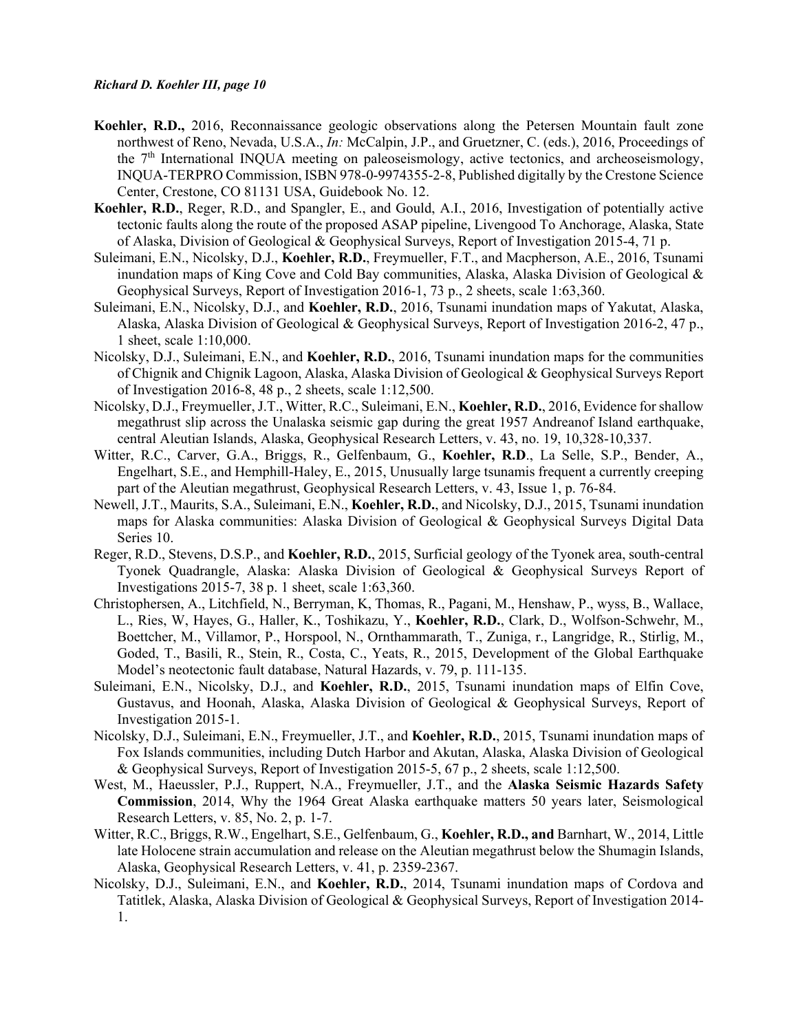**Koehler, R.D.,** 2016, Reconnaissance geologic observations along the Petersen Mountain fault zone northwest of Reno, Nevada, U.S.A., *In:* McCalpin, J.P., and Gruetzner, C. (eds.), 2016, Proceedings of the 7th International INQUA meeting on paleoseismology, active tectonics, and archeoseismology, INQUA-TERPRO Commission, ISBN 978-0-9974355-2-8, Published digitally by the Crestone Science Center, Crestone, CO 81131 USA, Guidebook No. 12.

**Koehler, R.D.**, Reger, R.D., and Spangler, E., and Gould, A.I., 2016, Investigation of potentially active tectonic faults along the route of the proposed ASAP pipeline, Livengood To Anchorage, Alaska, State of Alaska, Division of Geological & Geophysical Surveys, Report of Investigation 2015-4, 71 p.

Suleimani, E.N., Nicolsky, D.J., **Koehler, R.D.**, Freymueller, F.T., and Macpherson, A.E., 2016, Tsunami inundation maps of King Cove and Cold Bay communities, Alaska, Alaska Division of Geological & Geophysical Surveys, Report of Investigation 2016-1, 73 p., 2 sheets, scale 1:63,360.

Suleimani, E.N., Nicolsky, D.J., and **Koehler, R.D.**, 2016, Tsunami inundation maps of Yakutat, Alaska, Alaska, Alaska Division of Geological & Geophysical Surveys, Report of Investigation 2016-2, 47 p., 1 sheet, scale 1:10,000.

Nicolsky, D.J., Suleimani, E.N., and **Koehler, R.D.**, 2016, Tsunami inundation maps for the communities of Chignik and Chignik Lagoon, Alaska, Alaska Division of Geological & Geophysical Surveys Report of Investigation 2016-8, 48 p., 2 sheets, scale 1:12,500.

Nicolsky, D.J., Freymueller, J.T., Witter, R.C., Suleimani, E.N., **Koehler, R.D.**, 2016, Evidence for shallow megathrust slip across the Unalaska seismic gap during the great 1957 Andreanof Island earthquake, central Aleutian Islands, Alaska, Geophysical Research Letters, v. 43, no. 19, 10,328-10,337.

Witter, R.C., Carver, G.A., Briggs, R., Gelfenbaum, G., **Koehler, R.D**., La Selle, S.P., Bender, A., Engelhart, S.E., and Hemphill-Haley, E., 2015, Unusually large tsunamis frequent a currently creeping part of the Aleutian megathrust, Geophysical Research Letters, v. 43, Issue 1, p. 76-84.

Newell, J.T., Maurits, S.A., Suleimani, E.N., **Koehler, R.D.**, and Nicolsky, D.J., 2015, Tsunami inundation maps for Alaska communities: Alaska Division of Geological & Geophysical Surveys Digital Data Series 10.

Reger, R.D., Stevens, D.S.P., and **Koehler, R.D.**, 2015, Surficial geology of the Tyonek area, south-central Tyonek Quadrangle, Alaska: Alaska Division of Geological & Geophysical Surveys Report of Investigations 2015-7, 38 p. 1 sheet, scale 1:63,360.

Christophersen, A., Litchfield, N., Berryman, K, Thomas, R., Pagani, M., Henshaw, P., wyss, B., Wallace, L., Ries, W, Hayes, G., Haller, K., Toshikazu, Y., **Koehler, R.D.**, Clark, D., Wolfson-Schwehr, M., Boettcher, M., Villamor, P., Horspool, N., Ornthammarath, T., Zuniga, r., Langridge, R., Stirlig, M., Goded, T., Basili, R., Stein, R., Costa, C., Yeats, R., 2015, Development of the Global Earthquake Model's neotectonic fault database, Natural Hazards, v. 79, p. 111-135.

Suleimani, E.N., Nicolsky, D.J., and **Koehler, R.D.**, 2015, Tsunami inundation maps of Elfin Cove, Gustavus, and Hoonah, Alaska, Alaska Division of Geological & Geophysical Surveys, Report of Investigation 2015-1.

Nicolsky, D.J., Suleimani, E.N., Freymueller, J.T., and **Koehler, R.D.**, 2015, Tsunami inundation maps of Fox Islands communities, including Dutch Harbor and Akutan, Alaska, Alaska Division of Geological & Geophysical Surveys, Report of Investigation 2015-5, 67 p., 2 sheets, scale 1:12,500.

West, M., Haeussler, P.J., Ruppert, N.A., Freymueller, J.T., and the **Alaska Seismic Hazards Safety Commission**, 2014, Why the 1964 Great Alaska earthquake matters 50 years later, Seismological Research Letters, v. 85, No. 2, p. 1-7.

Witter, R.C., Briggs, R.W., Engelhart, S.E., Gelfenbaum, G., **Koehler, R.D., and** Barnhart, W., 2014, Little late Holocene strain accumulation and release on the Aleutian megathrust below the Shumagin Islands, Alaska, Geophysical Research Letters, v. 41, p. 2359-2367.

Nicolsky, D.J., Suleimani, E.N., and **Koehler, R.D.**, 2014, Tsunami inundation maps of Cordova and Tatitlek, Alaska, Alaska Division of Geological & Geophysical Surveys, Report of Investigation 2014-1.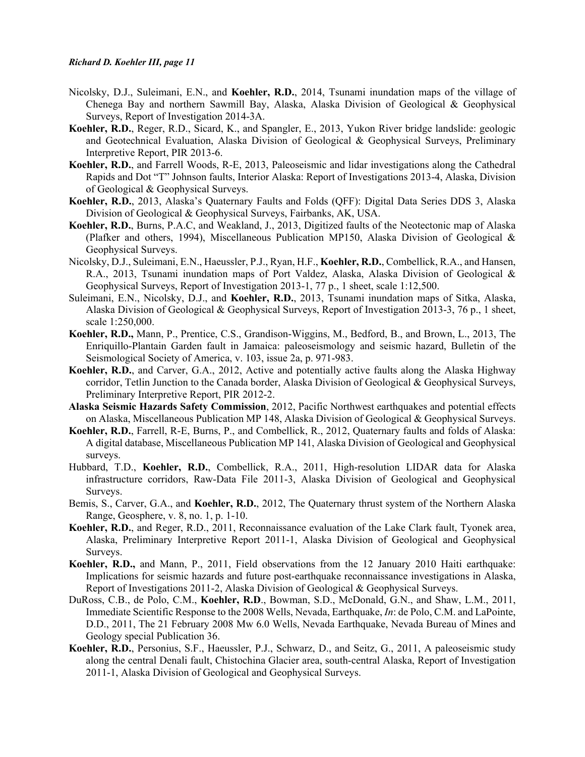Nicolsky, D.J., Suleimani, E.N., and **Koehler, R.D.**, 2014, Tsunami inundation maps of the village of Chenega Bay and northern Sawmill Bay, Alaska, Alaska Division of Geological & Geophysical Surveys, Report of Investigation 2014-3A.

**Koehler, R.D.**, Reger, R.D., Sicard, K., and Spangler, E., 2013, Yukon River bridge landslide: geologic and Geotechnical Evaluation, Alaska Division of Geological & Geophysical Surveys, Preliminary Interpretive Report, PIR 2013-6.

**Koehler, R.D.**, and Farrell Woods, R-E, 2013, Paleoseismic and lidar investigations along the Cathedral Rapids and Dot "T" Johnson faults, Interior Alaska: Report of Investigations 2013-4, Alaska, Division of Geological & Geophysical Surveys.

**Koehler, R.D.**, 2013, Alaska's Quaternary Faults and Folds (QFF): Digital Data Series DDS 3, Alaska Division of Geological & Geophysical Surveys, Fairbanks, AK, USA.

**Koehler, R.D.**, Burns, P.A.C, and Weakland, J., 2013, Digitized faults of the Neotectonic map of Alaska (Plafker and others, 1994), Miscellaneous Publication MP150, Alaska Division of Geological & Geophysical Surveys.

Nicolsky, D.J., Suleimani, E.N., Haeussler, P.J., Ryan, H.F., **Koehler, R.D.**, Combellick, R.A., and Hansen, R.A., 2013, Tsunami inundation maps of Port Valdez, Alaska, Alaska Division of Geological & Geophysical Surveys, Report of Investigation 2013-1, 77 p., 1 sheet, scale 1:12,500.

Suleimani, E.N., Nicolsky, D.J., and **Koehler, R.D.**, 2013, Tsunami inundation maps of Sitka, Alaska, Alaska Division of Geological & Geophysical Surveys, Report of Investigation 2013-3, 76 p., 1 sheet, scale 1:250,000.

**Koehler, R.D.,** Mann, P., Prentice, C.S., Grandison-Wiggins, M., Bedford, B., and Brown, L., 2013, The Enriquillo-Plantain Garden fault in Jamaica: paleoseismology and seismic hazard, Bulletin of the Seismological Society of America, v. 103, issue 2a, p. 971-983.

**Koehler, R.D.**, and Carver, G.A., 2012, Active and potentially active faults along the Alaska Highway corridor, Tetlin Junction to the Canada border, Alaska Division of Geological & Geophysical Surveys, Preliminary Interpretive Report, PIR 2012-2.

**Alaska Seismic Hazards Safety Commission**, 2012, Pacific Northwest earthquakes and potential effects on Alaska, Miscellaneous Publication MP 148, Alaska Division of Geological & Geophysical Surveys.

**Koehler, R.D.**, Farrell, R-E, Burns, P., and Combellick, R., 2012, Quaternary faults and folds of Alaska: A digital database, Miscellaneous Publication MP 141, Alaska Division of Geological and Geophysical surveys.

Hubbard, T.D., **Koehler, R.D.**, Combellick, R.A., 2011, High-resolution LIDAR data for Alaska infrastructure corridors, Raw-Data File 2011-3, Alaska Division of Geological and Geophysical Surveys.

Bemis, S., Carver, G.A., and **Koehler, R.D.**, 2012, The Quaternary thrust system of the Northern Alaska Range, Geosphere, v. 8, no. 1, p. 1-10.

**Koehler, R.D.**, and Reger, R.D., 2011, Reconnaissance evaluation of the Lake Clark fault, Tyonek area, Alaska, Preliminary Interpretive Report 2011-1, Alaska Division of Geological and Geophysical Surveys.

**Koehler, R.D.,** and Mann, P., 2011, Field observations from the 12 January 2010 Haiti earthquake: Implications for seismic hazards and future post-earthquake reconnaissance investigations in Alaska, Report of Investigations 2011-2, Alaska Division of Geological & Geophysical Surveys.

DuRoss, C.B., de Polo, C.M., **Koehler, R.D**., Bowman, S.D., McDonald, G.N., and Shaw, L.M., 2011, Immediate Scientific Response to the 2008 Wells, Nevada, Earthquake, *In*: de Polo, C.M. and LaPointe, D.D., 2011, The 21 February 2008 Mw 6.0 Wells, Nevada Earthquake, Nevada Bureau of Mines and Geology special Publication 36.

**Koehler, R.D.**, Personius, S.F., Haeussler, P.J., Schwarz, D., and Seitz, G., 2011, A paleoseismic study along the central Denali fault, Chistochina Glacier area, south-central Alaska, Report of Investigation 2011-1, Alaska Division of Geological and Geophysical Surveys.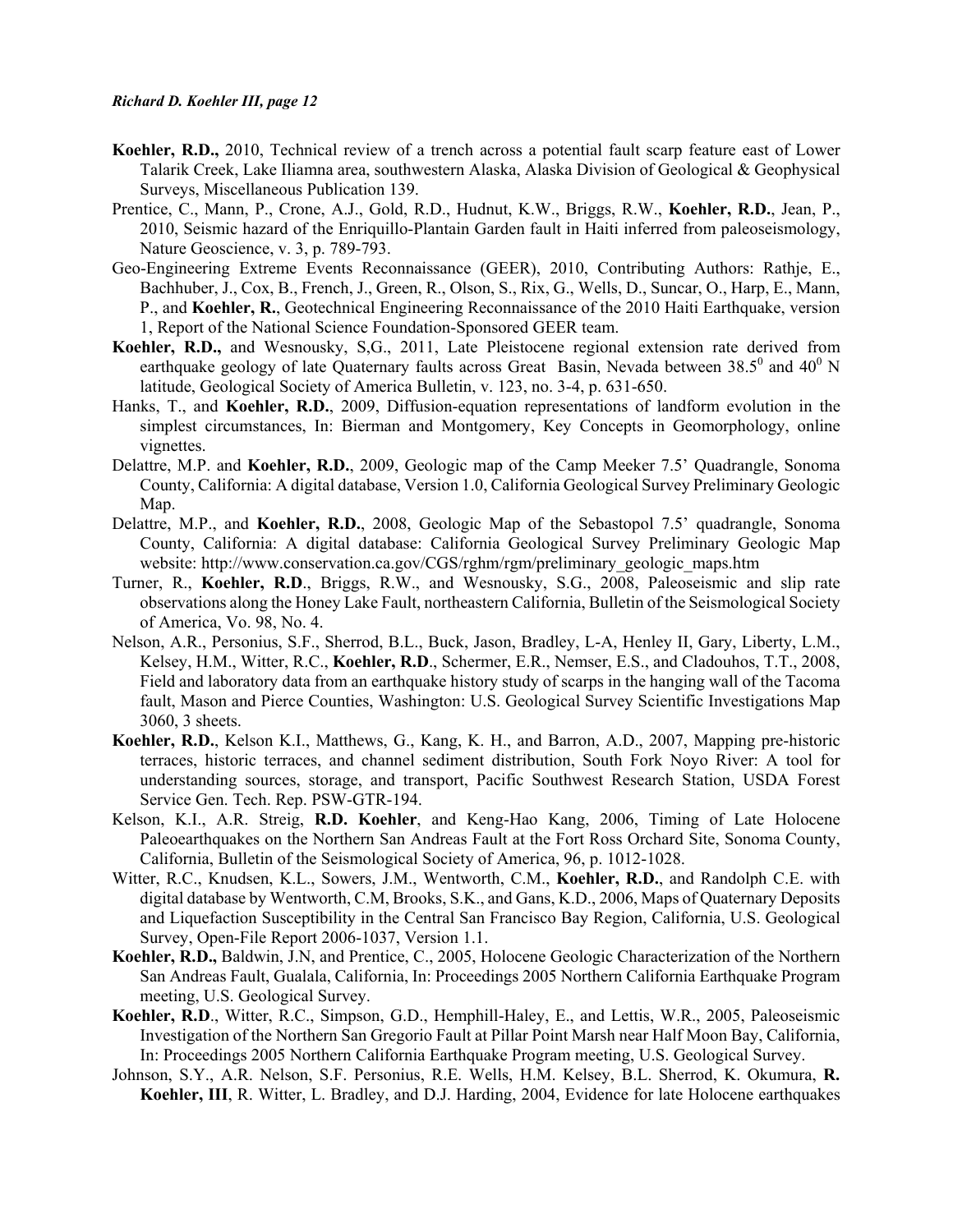**Koehler, R.D.,** 2010, Technical review of a trench across a potential fault scarp feature east of Lower Talarik Creek, Lake Iliamna area, southwestern Alaska, Alaska Division of Geological & Geophysical Surveys, Miscellaneous Publication 139.

Prentice, C., Mann, P., Crone, A.J., Gold, R.D., Hudnut, K.W., Briggs, R.W., **Koehler, R.D.**, Jean, P., 2010, Seismic hazard of the Enriquillo-Plantain Garden fault in Haiti inferred from paleoseismology, Nature Geoscience, v. 3, p. 789-793.

Geo-Engineering Extreme Events Reconnaissance (GEER), 2010, Contributing Authors: Rathje, E., Bachhuber, J., Cox, B., French, J., Green, R., Olson, S., Rix, G., Wells, D., Suncar, O., Harp, E., Mann, P., and **Koehler, R.**, Geotechnical Engineering Reconnaissance of the 2010 Haiti Earthquake, version 1, Report of the National Science Foundation-Sponsored GEER team.

**Koehler, R.D.,** and Wesnousky, S,G., 2011, Late Pleistocene regional extension rate derived from earthquake geology of late Quaternary faults across Great Basin, Nevada between $38.5^0$ and $40^0$ N latitude, Geological Society of America Bulletin, v. 123, no. 3-4, p. 631-650.

Hanks, T., and **Koehler, R.D.**, 2009, Diffusion-equation representations of landform evolution in the simplest circumstances, In: Bierman and Montgomery, Key Concepts in Geomorphology, online vignettes.

Delattre, M.P. and **Koehler, R.D.**, 2009, Geologic map of the Camp Meeker 7.5' Quadrangle, Sonoma County, California: A digital database, Version 1.0, California Geological Survey Preliminary Geologic Map.

Delattre, M.P., and **Koehler, R.D.**, 2008, Geologic Map of the Sebastopol 7.5' quadrangle, Sonoma County, California: A digital database: California Geological Survey Preliminary Geologic Map website: http://www.conservation.ca.gov/CGS/rghm/rgm/preliminary_geologic_maps.htm

Turner, R., **Koehler, R.D**., Briggs, R.W., and Wesnousky, S.G., 2008, Paleoseismic and slip rate observations along the Honey Lake Fault, northeastern California, Bulletin of the Seismological Society of America, Vo. 98, No. 4.

Nelson, A.R., Personius, S.F., Sherrod, B.L., Buck, Jason, Bradley, L-A, Henley II, Gary, Liberty, L.M., Kelsey, H.M., Witter, R.C., **Koehler, R.D**., Schermer, E.R., Nemser, E.S., and Cladouhos, T.T., 2008, Field and laboratory data from an earthquake history study of scarps in the hanging wall of the Tacoma fault, Mason and Pierce Counties, Washington: U.S. Geological Survey Scientific Investigations Map 3060, 3 sheets.

**Koehler, R.D.**, Kelson K.I., Matthews, G., Kang, K. H., and Barron, A.D., 2007, Mapping pre-historic terraces, historic terraces, and channel sediment distribution, South Fork Noyo River: A tool for understanding sources, storage, and transport, Pacific Southwest Research Station, USDA Forest Service Gen. Tech. Rep. PSW-GTR-194.

Kelson, K.I., A.R. Streig, **R.D. Koehler**, and Keng-Hao Kang, 2006, Timing of Late Holocene Paleoearthquakes on the Northern San Andreas Fault at the Fort Ross Orchard Site, Sonoma County, California, Bulletin of the Seismological Society of America, 96, p. 1012-1028.

Witter, R.C., Knudsen, K.L., Sowers, J.M., Wentworth, C.M., **Koehler, R.D.**, and Randolph C.E. with digital database by Wentworth, C.M, Brooks, S.K., and Gans, K.D., 2006, Maps of Quaternary Deposits and Liquefaction Susceptibility in the Central San Francisco Bay Region, California, U.S. Geological Survey, Open-File Report 2006-1037, Version 1.1.

**Koehler, R.D.,** Baldwin, J.N, and Prentice, C., 2005, Holocene Geologic Characterization of the Northern San Andreas Fault, Gualala, California, In: Proceedings 2005 Northern California Earthquake Program meeting, U.S. Geological Survey.

**Koehler, R.D**., Witter, R.C., Simpson, G.D., Hemphill-Haley, E., and Lettis, W.R., 2005, Paleoseismic Investigation of the Northern San Gregorio Fault at Pillar Point Marsh near Half Moon Bay, California, In: Proceedings 2005 Northern California Earthquake Program meeting, U.S. Geological Survey.

Johnson, S.Y., A.R. Nelson, S.F. Personius, R.E. Wells, H.M. Kelsey, B.L. Sherrod, K. Okumura, **R. Koehler, III**, R. Witter, L. Bradley, and D.J. Harding, 2004, Evidence for late Holocene earthquakes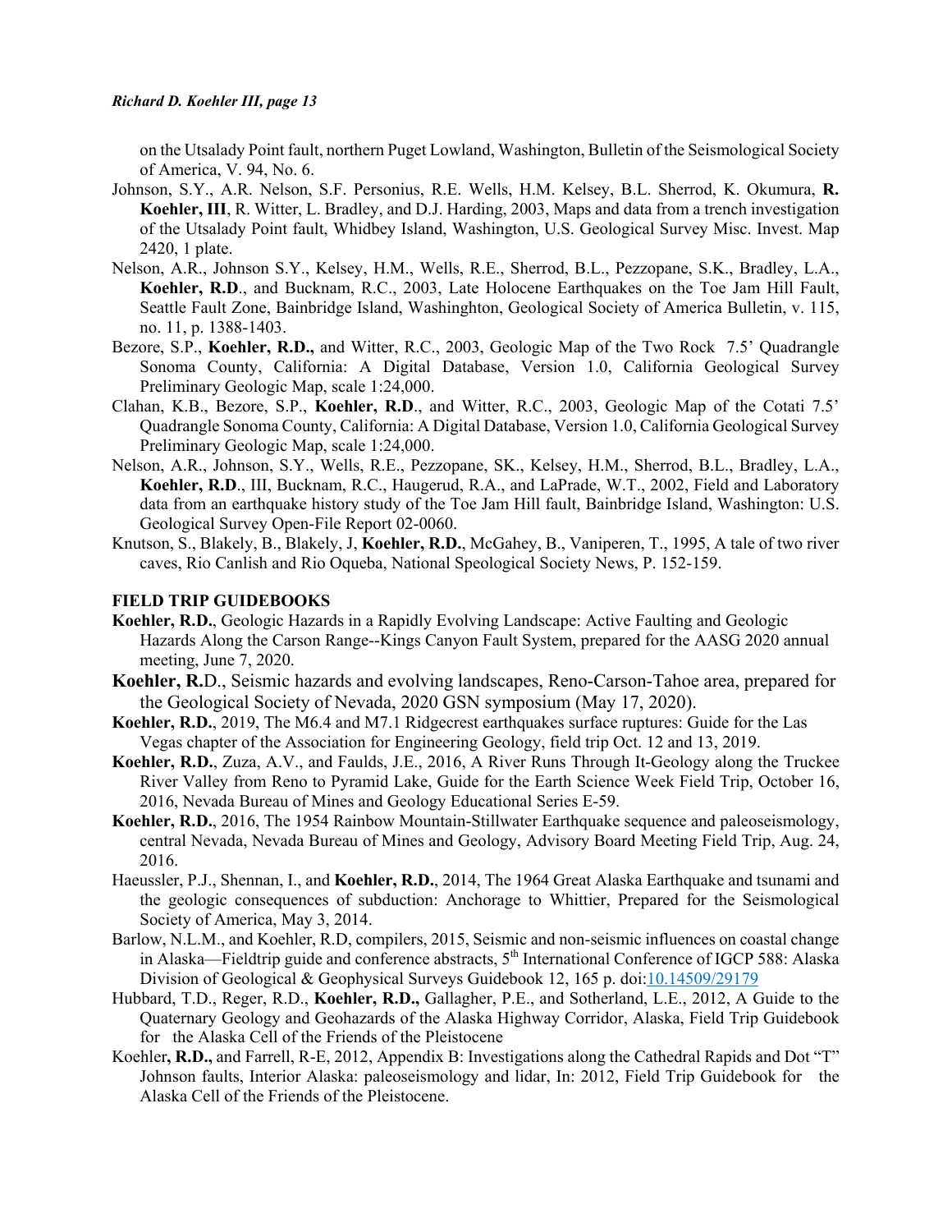on the Utsalady Point fault, northern Puget Lowland, Washington, Bulletin of the Seismological Society of America, V. 94, No. 6.

Johnson, S.Y., A.R. Nelson, S.F. Personius, R.E. Wells, H.M. Kelsey, B.L. Sherrod, K. Okumura, **R. Koehler, III**, R. Witter, L. Bradley, and D.J. Harding, 2003, Maps and data from a trench investigation of the Utsalady Point fault, Whidbey Island, Washington, U.S. Geological Survey Misc. Invest. Map 2420, 1 plate.

Nelson, A.R., Johnson S.Y., Kelsey, H.M., Wells, R.E., Sherrod, B.L., Pezzopane, S.K., Bradley, L.A., **Koehler, R.D**., and Bucknam, R.C., 2003, Late Holocene Earthquakes on the Toe Jam Hill Fault, Seattle Fault Zone, Bainbridge Island, Washinghton, Geological Society of America Bulletin, v. 115, no. 11, p. 1388-1403.

Bezore, S.P., **Koehler, R.D.,** and Witter, R.C., 2003, Geologic Map of the Two Rock 7.5' Quadrangle Sonoma County, California: A Digital Database, Version 1.0, California Geological Survey Preliminary Geologic Map, scale 1:24,000.

Clahan, K.B., Bezore, S.P., **Koehler, R.D**., and Witter, R.C., 2003, Geologic Map of the Cotati 7.5' Quadrangle Sonoma County, California: A Digital Database, Version 1.0, California Geological Survey Preliminary Geologic Map, scale 1:24,000.

Nelson, A.R., Johnson, S.Y., Wells, R.E., Pezzopane, SK., Kelsey, H.M., Sherrod, B.L., Bradley, L.A., **Koehler, R.D**., III, Bucknam, R.C., Haugerud, R.A., and LaPrade, W.T., 2002, Field and Laboratory data from an earthquake history study of the Toe Jam Hill fault, Bainbridge Island, Washington: U.S. Geological Survey Open-File Report 02-0060.

Knutson, S., Blakely, B., Blakely, J, **Koehler, R.D.**, McGahey, B., Vaniperen, T., 1995, A tale of two river caves, Rio Canlish and Rio Oqueba, National Speological Society News, P. 152-159.

## FIELD TRIP GUIDEBOOKS

**Koehler, R.D.**, Geologic Hazards in a Rapidly Evolving Landscape: Active Faulting and Geologic Hazards Along the Carson Range--Kings Canyon Fault System, prepared for the AASG 2020 annual meeting, June 7, 2020.

**Koehler, R.**D., Seismic hazards and evolving landscapes, Reno-Carson-Tahoe area, prepared for the Geological Society of Nevada, 2020 GSN symposium (May 17, 2020).

**Koehler, R.D.**, 2019, The M6.4 and M7.1 Ridgecrest earthquakes surface ruptures: Guide for the Las Vegas chapter of the Association for Engineering Geology, field trip Oct. 12 and 13, 2019.

**Koehler, R.D.**, Zuza, A.V., and Faulds, J.E., 2016, A River Runs Through It-Geology along the Truckee River Valley from Reno to Pyramid Lake, Guide for the Earth Science Week Field Trip, October 16, 2016, Nevada Bureau of Mines and Geology Educational Series E-59.

**Koehler, R.D.**, 2016, The 1954 Rainbow Mountain-Stillwater Earthquake sequence and paleoseismology, central Nevada, Nevada Bureau of Mines and Geology, Advisory Board Meeting Field Trip, Aug. 24, 2016.

Haeussler, P.J., Shennan, I., and **Koehler, R.D.**, 2014, The 1964 Great Alaska Earthquake and tsunami and the geologic consequences of subduction: Anchorage to Whittier, Prepared for the Seismological Society of America, May 3, 2014.

Barlow, N.L.M., and Koehler, R.D, compilers, 2015, Seismic and non-seismic influences on coastal change in Alaska—Fieldtrip guide and conference abstracts, 5th International Conference of IGCP 588: Alaska Division of Geological & Geophysical Surveys Guidebook 12, 165 p. doi:10.14509/29179

Hubbard, T.D., Reger, R.D., **Koehler, R.D.,** Gallagher, P.E., and Sotherland, L.E., 2012, A Guide to the Quaternary Geology and Geohazards of the Alaska Highway Corridor, Alaska, Field Trip Guidebook for the Alaska Cell of the Friends of the Pleistocene

Koehler**, R.D.,** and Farrell, R-E, 2012, Appendix B: Investigations along the Cathedral Rapids and Dot "T" Johnson faults, Interior Alaska: paleoseismology and lidar, In: 2012, Field Trip Guidebook for the Alaska Cell of the Friends of the Pleistocene.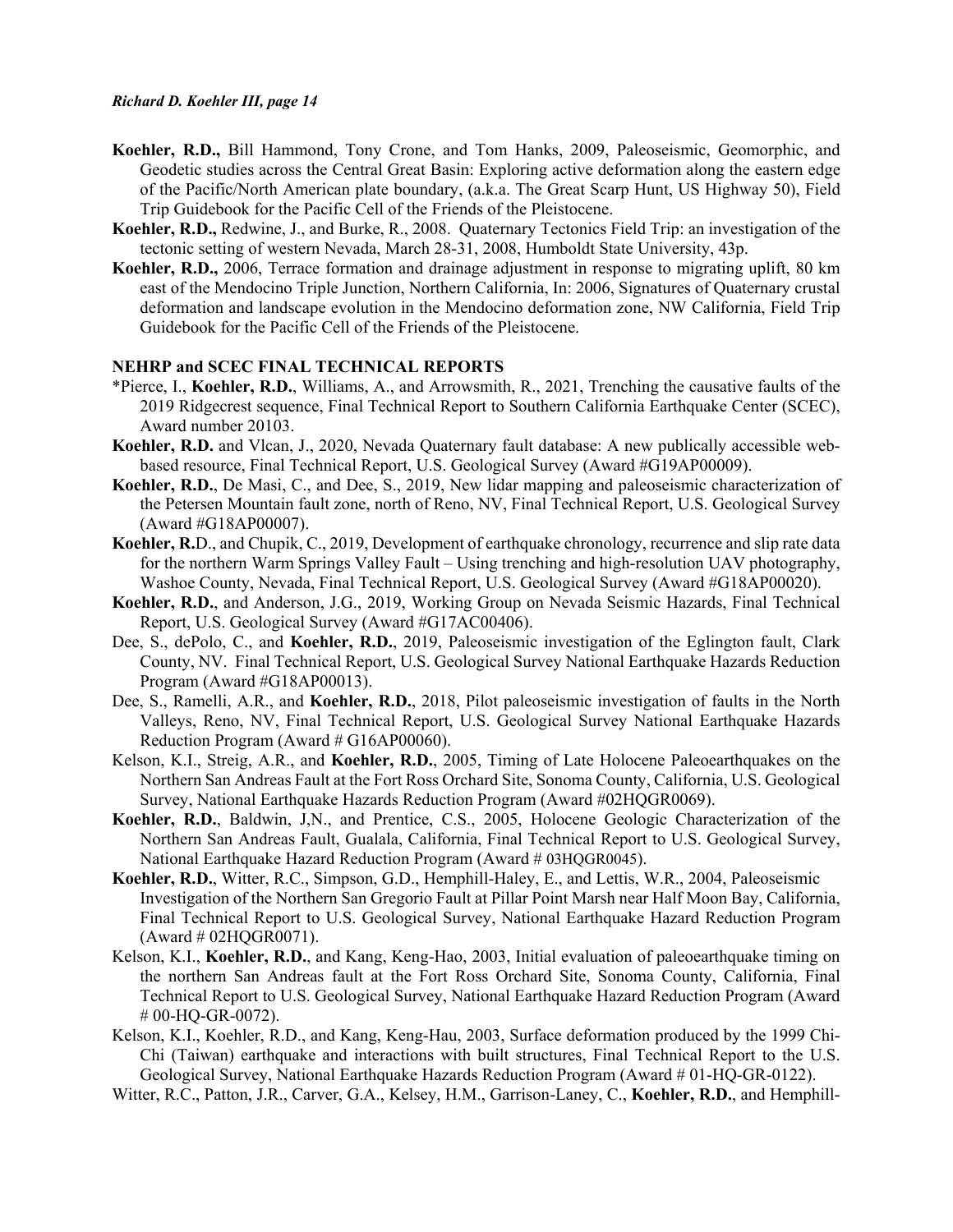**Koehler, R.D.,** Bill Hammond, Tony Crone, and Tom Hanks, 2009, Paleoseismic, Geomorphic, and Geodetic studies across the Central Great Basin: Exploring active deformation along the eastern edge of the Pacific/North American plate boundary, (a.k.a. The Great Scarp Hunt, US Highway 50), Field Trip Guidebook for the Pacific Cell of the Friends of the Pleistocene.

**Koehler, R.D.,** Redwine, J., and Burke, R., 2008. Quaternary Tectonics Field Trip: an investigation of the tectonic setting of western Nevada, March 28-31, 2008, Humboldt State University, 43p.

**Koehler, R.D.,** 2006, Terrace formation and drainage adjustment in response to migrating uplift, 80 km east of the Mendocino Triple Junction, Northern California, In: 2006, Signatures of Quaternary crustal deformation and landscape evolution in the Mendocino deformation zone, NW California, Field Trip Guidebook for the Pacific Cell of the Friends of the Pleistocene.

**NEHRP and SCEC FINAL TECHNICAL REPORTS**

*Pierce, I., **Koehler, R.D.**, Williams, A., and Arrowsmith, R., 2021, Trenching the causative faults of the 2019 Ridgecrest sequence, Final Technical Report to Southern California Earthquake Center (SCEC), Award number 20103.

**Koehler, R.D.** and Vlcan, J., 2020, Nevada Quaternary fault database: A new publically accessible web-based resource, Final Technical Report, U.S. Geological Survey (Award #G19AP00009).

**Koehler, R.D.**, De Masi, C., and Dee, S., 2019, New lidar mapping and paleoseismic characterization of the Petersen Mountain fault zone, north of Reno, NV, Final Technical Report, U.S. Geological Survey (Award #G18AP00007).

**Koehler, R.**D., and Chupik, C., 2019, Development of earthquake chronology, recurrence and slip rate data for the northern Warm Springs Valley Fault – Using trenching and high-resolution UAV photography, Washoe County, Nevada, Final Technical Report, U.S. Geological Survey (Award #G18AP00020).

**Koehler, R.D.**, and Anderson, J.G., 2019, Working Group on Nevada Seismic Hazards, Final Technical Report, U.S. Geological Survey (Award #G17AC00406).

Dee, S., dePolo, C., and **Koehler, R.D.**, 2019, Paleoseismic investigation of the Eglington fault, Clark County, NV. Final Technical Report, U.S. Geological Survey National Earthquake Hazards Reduction Program (Award #G18AP00013).

Dee, S., Ramelli, A.R., and **Koehler, R.D.**, 2018, Pilot paleoseismic investigation of faults in the North Valleys, Reno, NV, Final Technical Report, U.S. Geological Survey National Earthquake Hazards Reduction Program (Award # G16AP00060).

Kelson, K.I., Streig, A.R., and **Koehler, R.D.**, 2005, Timing of Late Holocene Paleoearthquakes on the Northern San Andreas Fault at the Fort Ross Orchard Site, Sonoma County, California, U.S. Geological Survey, National Earthquake Hazards Reduction Program (Award #02HQGR0069).

**Koehler, R.D.**, Baldwin, J,N., and Prentice, C.S., 2005, Holocene Geologic Characterization of the Northern San Andreas Fault, Gualala, California, Final Technical Report to U.S. Geological Survey, National Earthquake Hazard Reduction Program (Award # 03HQGR0045).

**Koehler, R.D.**, Witter, R.C., Simpson, G.D., Hemphill-Haley, E., and Lettis, W.R., 2004, Paleoseismic Investigation of the Northern San Gregorio Fault at Pillar Point Marsh near Half Moon Bay, California, Final Technical Report to U.S. Geological Survey, National Earthquake Hazard Reduction Program (Award # 02HQGR0071).

Kelson, K.I., **Koehler, R.D.**, and Kang, Keng-Hao, 2003, Initial evaluation of paleoearthquake timing on the northern San Andreas fault at the Fort Ross Orchard Site, Sonoma County, California, Final Technical Report to U.S. Geological Survey, National Earthquake Hazard Reduction Program (Award # 00-HQ-GR-0072).

Kelson, K.I., Koehler, R.D., and Kang, Keng-Hau, 2003, Surface deformation produced by the 1999 Chi-Chi (Taiwan) earthquake and interactions with built structures, Final Technical Report to the U.S. Geological Survey, National Earthquake Hazards Reduction Program (Award # 01-HQ-GR-0122).

Witter, R.C., Patton, J.R., Carver, G.A., Kelsey, H.M., Garrison-Laney, C., **Koehler, R.D.**, and Hemphill-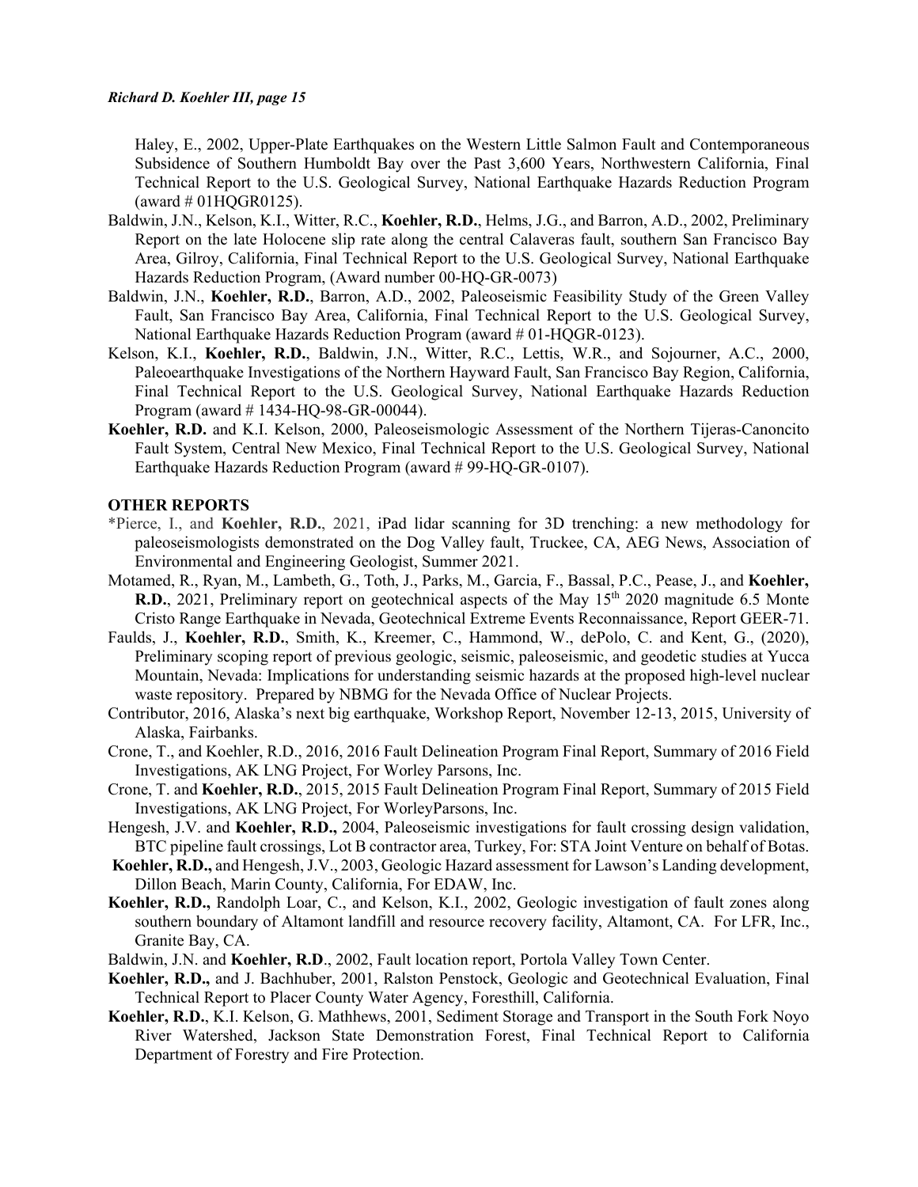Haley, E., 2002, Upper-Plate Earthquakes on the Western Little Salmon Fault and Contemporaneous Subsidence of Southern Humboldt Bay over the Past 3,600 Years, Northwestern California, Final Technical Report to the U.S. Geological Survey, National Earthquake Hazards Reduction Program (award # 01HQGR0125).

Baldwin, J.N., Kelson, K.I., Witter, R.C., **Koehler, R.D.**, Helms, J.G., and Barron, A.D., 2002, Preliminary Report on the late Holocene slip rate along the central Calaveras fault, southern San Francisco Bay Area, Gilroy, California, Final Technical Report to the U.S. Geological Survey, National Earthquake Hazards Reduction Program, (Award number 00-HQ-GR-0073)

Baldwin, J.N., **Koehler, R.D.**, Barron, A.D., 2002, Paleoseismic Feasibility Study of the Green Valley Fault, San Francisco Bay Area, California, Final Technical Report to the U.S. Geological Survey, National Earthquake Hazards Reduction Program (award # 01-HQGR-0123).

Kelson, K.I., **Koehler, R.D.**, Baldwin, J.N., Witter, R.C., Lettis, W.R., and Sojourner, A.C., 2000, Paleoearthquake Investigations of the Northern Hayward Fault, San Francisco Bay Region, California, Final Technical Report to the U.S. Geological Survey, National Earthquake Hazards Reduction Program (award # 1434-HQ-98-GR-00044).

**Koehler, R.D.** and K.I. Kelson, 2000, Paleoseismologic Assessment of the Northern Tijeras-Canoncito Fault System, Central New Mexico, Final Technical Report to the U.S. Geological Survey, National Earthquake Hazards Reduction Program (award # 99-HQ-GR-0107).

## OTHER REPORTS

*Pierce, I., and **Koehler, R.D.**, 2021, iPad lidar scanning for 3D trenching: a new methodology for paleoseismologists demonstrated on the Dog Valley fault, Truckee, CA, AEG News, Association of Environmental and Engineering Geologist, Summer 2021.

Motamed, R., Ryan, M., Lambeth, G., Toth, J., Parks, M., Garcia, F., Bassal, P.C., Pease, J., and **Koehler, R.D.**, 2021, Preliminary report on geotechnical aspects of the May 15th 2020 magnitude 6.5 Monte Cristo Range Earthquake in Nevada, Geotechnical Extreme Events Reconnaissance, Report GEER-71.

Faulds, J., **Koehler, R.D.**, Smith, K., Kreemer, C., Hammond, W., dePolo, C. and Kent, G., (2020), Preliminary scoping report of previous geologic, seismic, paleoseismic, and geodetic studies at Yucca Mountain, Nevada: Implications for understanding seismic hazards at the proposed high-level nuclear waste repository. Prepared by NBMG for the Nevada Office of Nuclear Projects.

Contributor, 2016, Alaska's next big earthquake, Workshop Report, November 12-13, 2015, University of Alaska, Fairbanks.

Crone, T., and Koehler, R.D., 2016, 2016 Fault Delineation Program Final Report, Summary of 2016 Field Investigations, AK LNG Project, For Worley Parsons, Inc.

Crone, T. and **Koehler, R.D.**, 2015, 2015 Fault Delineation Program Final Report, Summary of 2015 Field Investigations, AK LNG Project, For WorleyParsons, Inc.

Hengesh, J.V. and **Koehler, R.D.,** 2004, Paleoseismic investigations for fault crossing design validation, BTC pipeline fault crossings, Lot B contractor area, Turkey, For: STA Joint Venture on behalf of Botas.

**Koehler, R.D.,** and Hengesh, J.V., 2003, Geologic Hazard assessment for Lawson's Landing development, Dillon Beach, Marin County, California, For EDAW, Inc.

**Koehler, R.D.,** Randolph Loar, C., and Kelson, K.I., 2002, Geologic investigation of fault zones along southern boundary of Altamont landfill and resource recovery facility, Altamont, CA. For LFR, Inc., Granite Bay, CA.

Baldwin, J.N. and **Koehler, R.D**., 2002, Fault location report, Portola Valley Town Center.

**Koehler, R.D.,** and J. Bachhuber, 2001, Ralston Penstock, Geologic and Geotechnical Evaluation, Final Technical Report to Placer County Water Agency, Foresthill, California.

**Koehler, R.D.**, K.I. Kelson, G. Mathhews, 2001, Sediment Storage and Transport in the South Fork Noyo River Watershed, Jackson State Demonstration Forest, Final Technical Report to California Department of Forestry and Fire Protection.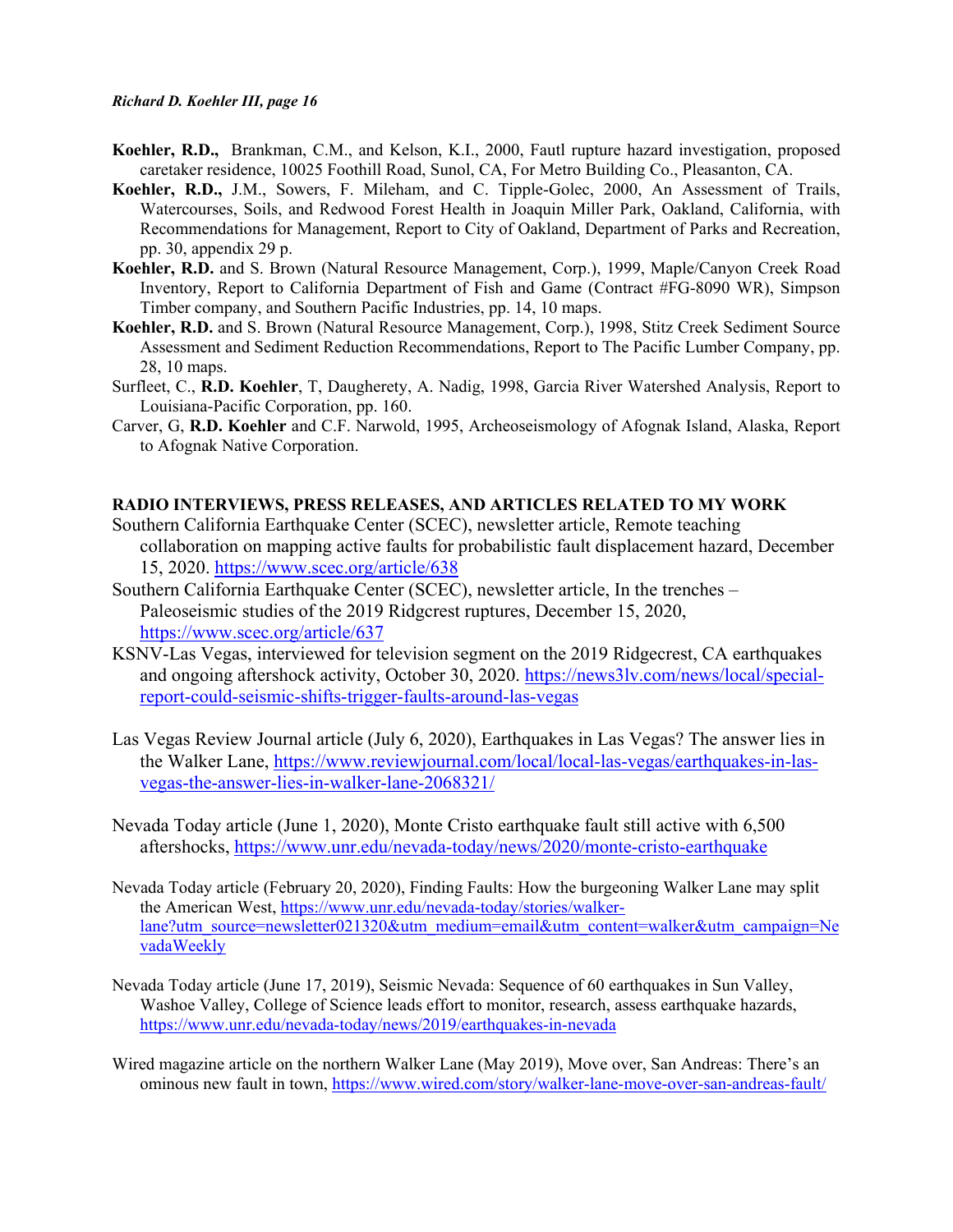**Koehler, R.D.,** Brankman, C.M., and Kelson, K.I., 2000, Fautl rupture hazard investigation, proposed caretaker residence, 10025 Foothill Road, Sunol, CA, For Metro Building Co., Pleasanton, CA.

**Koehler, R.D.,** J.M., Sowers, F. Mileham, and C. Tipple-Golec, 2000, An Assessment of Trails, Watercourses, Soils, and Redwood Forest Health in Joaquin Miller Park, Oakland, California, with Recommendations for Management, Report to City of Oakland, Department of Parks and Recreation, pp. 30, appendix 29 p.

**Koehler, R.D.** and S. Brown (Natural Resource Management, Corp.), 1999, Maple/Canyon Creek Road Inventory, Report to California Department of Fish and Game (Contract #FG-8090 WR), Simpson Timber company, and Southern Pacific Industries, pp. 14, 10 maps.

**Koehler, R.D.** and S. Brown (Natural Resource Management, Corp.), 1998, Stitz Creek Sediment Source Assessment and Sediment Reduction Recommendations, Report to The Pacific Lumber Company, pp. 28, 10 maps.

Surfleet, C., **R.D. Koehler**, T, Daugherety, A. Nadig, 1998, Garcia River Watershed Analysis, Report to Louisiana-Pacific Corporation, pp. 160.

Carver, G, **R.D. Koehler** and C.F. Narwold, 1995, Archeoseismology of Afognak Island, Alaska, Report to Afognak Native Corporation.

## RADIO INTERVIEWS, PRESS RELEASES, AND ARTICLES RELATED TO MY WORK

Southern California Earthquake Center (SCEC), newsletter article, Remote teaching collaboration on mapping active faults for probabilistic fault displacement hazard, December 15, 2020. https://www.scec.org/article/638

Southern California Earthquake Center (SCEC), newsletter article, In the trenches – Paleoseismic studies of the 2019 Ridgcrest ruptures, December 15, 2020, https://www.scec.org/article/637

KSNV-Las Vegas, interviewed for television segment on the 2019 Ridgecrest, CA earthquakes and ongoing aftershock activity, October 30, 2020. https://news3lv.com/news/local/special-report-could-seismic-shifts-trigger-faults-around-las-vegas

Las Vegas Review Journal article (July 6, 2020), Earthquakes in Las Vegas? The answer lies in the Walker Lane, https://www.reviewjournal.com/local/local-las-vegas/earthquakes-in-las-vegas-the-answer-lies-in-walker-lane-2068321/

Nevada Today article (June 1, 2020), Monte Cristo earthquake fault still active with 6,500 aftershocks, https://www.unr.edu/nevada-today/news/2020/monte-cristo-earthquake

Nevada Today article (February 20, 2020), Finding Faults: How the burgeoning Walker Lane may split the American West, https://www.unr.edu/nevada-today/stories/walker-lane?utm_source=newsletter021320&utm_medium=email&utm_content=walker&utm_campaign=NevadaWeekly

Nevada Today article (June 17, 2019), Seismic Nevada: Sequence of 60 earthquakes in Sun Valley, Washoe Valley, College of Science leads effort to monitor, research, assess earthquake hazards, https://www.unr.edu/nevada-today/news/2019/earthquakes-in-nevada

Wired magazine article on the northern Walker Lane (May 2019), Move over, San Andreas: There's an ominous new fault in town, https://www.wired.com/story/walker-lane-move-over-san-andreas-fault/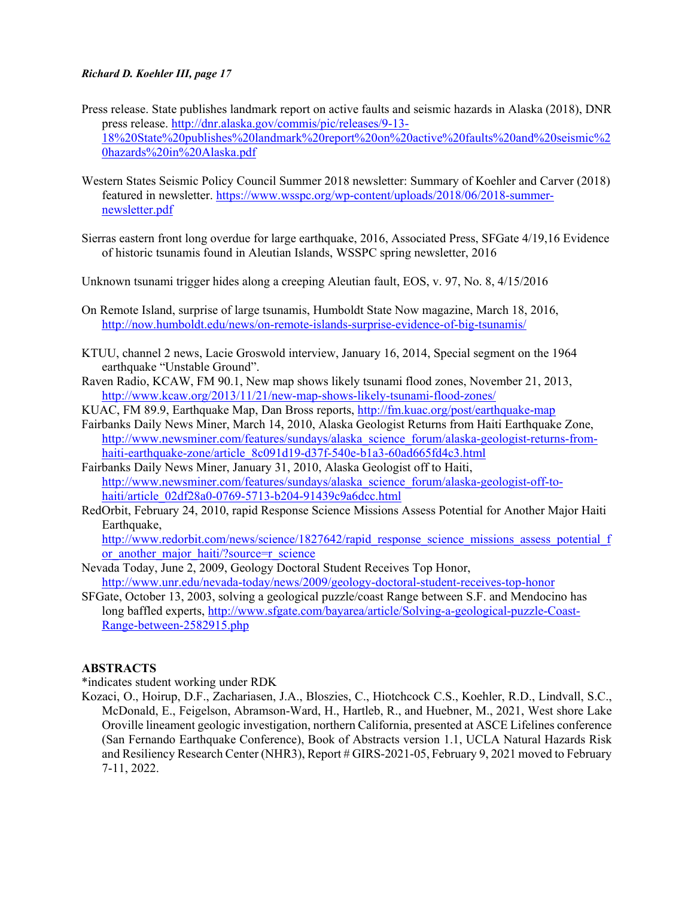Press release. State publishes landmark report on active faults and seismic hazards in Alaska (2018), DNR press release. http://dnr.alaska.gov/commis/pic/releases/9-13-18%20State%20publishes%20landmark%20report%20on%20active%20faults%20and%20seismic%20hazards%20in%20Alaska.pdf

Western States Seismic Policy Council Summer 2018 newsletter: Summary of Koehler and Carver (2018) featured in newsletter. https://www.wsspc.org/wp-content/uploads/2018/06/2018-summer-newsletter.pdf

Sierras eastern front long overdue for large earthquake, 2016, Associated Press, SFGate 4/19,16 Evidence of historic tsunamis found in Aleutian Islands, WSSPC spring newsletter, 2016

Unknown tsunami trigger hides along a creeping Aleutian fault, EOS, v. 97, No. 8, 4/15/2016

On Remote Island, surprise of large tsunamis, Humboldt State Now magazine, March 18, 2016, http://now.humboldt.edu/news/on-remote-islands-surprise-evidence-of-big-tsunamis/

KTUU, channel 2 news, Lacie Groswold interview, January 16, 2014, Special segment on the 1964 earthquake "Unstable Ground".

Raven Radio, KCAW, FM 90.1, New map shows likely tsunami flood zones, November 21, 2013, http://www.kcaw.org/2013/11/21/new-map-shows-likely-tsunami-flood-zones/

KUAC, FM 89.9, Earthquake Map, Dan Bross reports, http://fm.kuac.org/post/earthquake-map

Fairbanks Daily News Miner, March 14, 2010, Alaska Geologist Returns from Haiti Earthquake Zone, http://www.newsminer.com/features/sundays/alaska_science_forum/alaska-geologist-returns-from-haiti-earthquake-zone/article_8c091d19-d37f-540e-b1a3-60ad665fd4c3.html

Fairbanks Daily News Miner, January 31, 2010, Alaska Geologist off to Haiti, http://www.newsminer.com/features/sundays/alaska_science_forum/alaska-geologist-off-to-haiti/article_02df28a0-0769-5713-b204-91439c9a6dcc.html

RedOrbit, February 24, 2010, rapid Response Science Missions Assess Potential for Another Major Haiti Earthquake, http://www.redorbit.com/news/science/1827642/rapid_response_science_missions_assess_potential_for_another_major_haiti/?source=r_science

Nevada Today, June 2, 2009, Geology Doctoral Student Receives Top Honor, http://www.unr.edu/nevada-today/news/2009/geology-doctoral-student-receives-top-honor

SFGate, October 13, 2003, solving a geological puzzle/coast Range between S.F. and Mendocino has long baffled experts, http://www.sfgate.com/bayarea/article/Solving-a-geological-puzzle-Coast-Range-between-2582915.php

## ABSTRACTS

*indicates student working under RDK

Kozaci, O., Hoirup, D.F., Zachariasen, J.A., Bloszies, C., Hiotchcock C.S., Koehler, R.D., Lindvall, S.C., McDonald, E., Feigelson, Abramson-Ward, H., Hartleb, R., and Huebner, M., 2021, West shore Lake Oroville lineament geologic investigation, northern California, presented at ASCE Lifelines conference (San Fernando Earthquake Conference), Book of Abstracts version 1.1, UCLA Natural Hazards Risk and Resiliency Research Center (NHR3), Report # GIRS-2021-05, February 9, 2021 moved to February 7-11, 2022.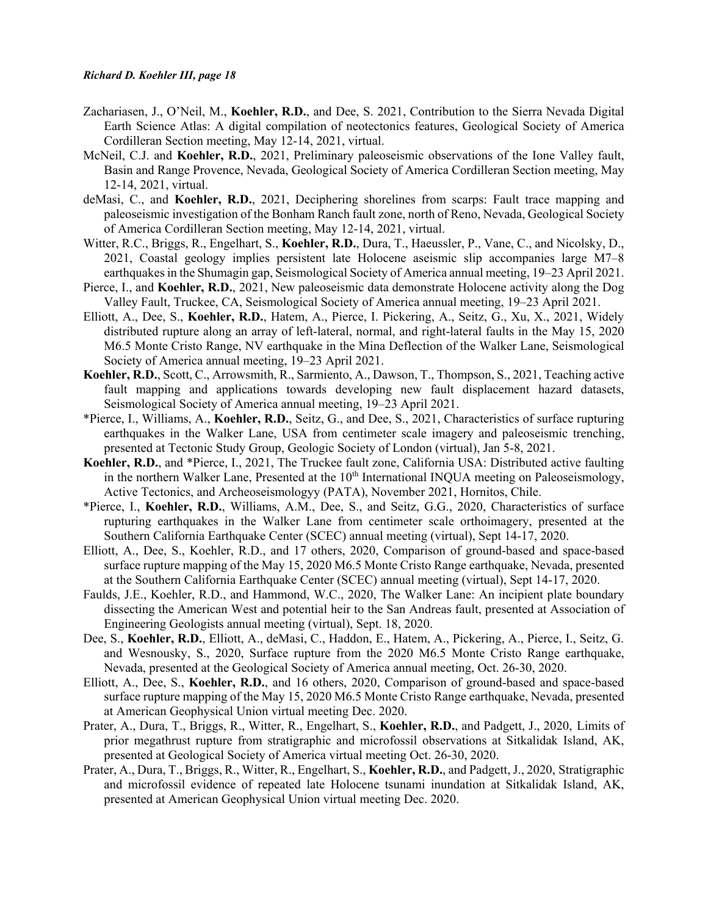Zachariasen, J., O'Neil, M., **Koehler, R.D.**, and Dee, S. 2021, Contribution to the Sierra Nevada Digital Earth Science Atlas: A digital compilation of neotectonics features, Geological Society of America Cordilleran Section meeting, May 12-14, 2021, virtual.

McNeil, C.J. and **Koehler, R.D.**, 2021, Preliminary paleoseismic observations of the Ione Valley fault, Basin and Range Provence, Nevada, Geological Society of America Cordilleran Section meeting, May 12-14, 2021, virtual.

deMasi, C., and **Koehler, R.D.**, 2021, Deciphering shorelines from scarps: Fault trace mapping and paleoseismic investigation of the Bonham Ranch fault zone, north of Reno, Nevada, Geological Society of America Cordilleran Section meeting, May 12-14, 2021, virtual.

Witter, R.C., Briggs, R., Engelhart, S., **Koehler, R.D.**, Dura, T., Haeussler, P., Vane, C., and Nicolsky, D., 2021, Coastal geology implies persistent late Holocene aseismic slip accompanies large M7–8 earthquakes in the Shumagin gap, Seismological Society of America annual meeting, 19–23 April 2021.

Pierce, I., and **Koehler, R.D.**, 2021, New paleoseismic data demonstrate Holocene activity along the Dog Valley Fault, Truckee, CA, Seismological Society of America annual meeting, 19–23 April 2021.

Elliott, A., Dee, S., **Koehler, R.D.**, Hatem, A., Pierce, I. Pickering, A., Seitz, G., Xu, X., 2021, Widely distributed rupture along an array of left-lateral, normal, and right-lateral faults in the May 15, 2020 M6.5 Monte Cristo Range, NV earthquake in the Mina Deflection of the Walker Lane, Seismological Society of America annual meeting, 19–23 April 2021.

**Koehler, R.D.**, Scott, C., Arrowsmith, R., Sarmiento, A., Dawson, T., Thompson, S., 2021, Teaching active fault mapping and applications towards developing new fault displacement hazard datasets, Seismological Society of America annual meeting, 19–23 April 2021.

*Pierce, I., Williams, A., **Koehler, R.D.**, Seitz, G., and Dee, S., 2021, Characteristics of surface rupturing earthquakes in the Walker Lane, USA from centimeter scale imagery and paleoseismic trenching, presented at Tectonic Study Group, Geologic Society of London (virtual), Jan 5-8, 2021.

**Koehler, R.D.**, and *Pierce, I., 2021, The Truckee fault zone, California USA: Distributed active faulting in the northern Walker Lane, Presented at the 10th International INQUA meeting on Paleoseismology, Active Tectonics, and Archeoseismologyy (PATA), November 2021, Hornitos, Chile.

*Pierce, I., **Koehler, R.D.**, Williams, A.M., Dee, S., and Seitz, G.G., 2020, Characteristics of surface rupturing earthquakes in the Walker Lane from centimeter scale orthoimagery, presented at the Southern California Earthquake Center (SCEC) annual meeting (virtual), Sept 14-17, 2020.

Elliott, A., Dee, S., Koehler, R.D., and 17 others, 2020, Comparison of ground-based and space-based surface rupture mapping of the May 15, 2020 M6.5 Monte Cristo Range earthquake, Nevada, presented at the Southern California Earthquake Center (SCEC) annual meeting (virtual), Sept 14-17, 2020.

Faulds, J.E., Koehler, R.D., and Hammond, W.C., 2020, The Walker Lane: An incipient plate boundary dissecting the American West and potential heir to the San Andreas fault, presented at Association of Engineering Geologists annual meeting (virtual), Sept. 18, 2020.

Dee, S., **Koehler, R.D.**, Elliott, A., deMasi, C., Haddon, E., Hatem, A., Pickering, A., Pierce, I., Seitz, G. and Wesnousky, S., 2020, Surface rupture from the 2020 M6.5 Monte Cristo Range earthquake, Nevada, presented at the Geological Society of America annual meeting, Oct. 26-30, 2020.

Elliott, A., Dee, S., **Koehler, R.D.**, and 16 others, 2020, Comparison of ground-based and space-based surface rupture mapping of the May 15, 2020 M6.5 Monte Cristo Range earthquake, Nevada, presented at American Geophysical Union virtual meeting Dec. 2020.

Prater, A., Dura, T., Briggs, R., Witter, R., Engelhart, S., **Koehler, R.D.**, and Padgett, J., 2020, Limits of prior megathrust rupture from stratigraphic and microfossil observations at Sitkalidak Island, AK, presented at Geological Society of America virtual meeting Oct. 26-30, 2020.

Prater, A., Dura, T., Briggs, R., Witter, R., Engelhart, S., **Koehler, R.D.**, and Padgett, J., 2020, Stratigraphic and microfossil evidence of repeated late Holocene tsunami inundation at Sitkalidak Island, AK, presented at American Geophysical Union virtual meeting Dec. 2020.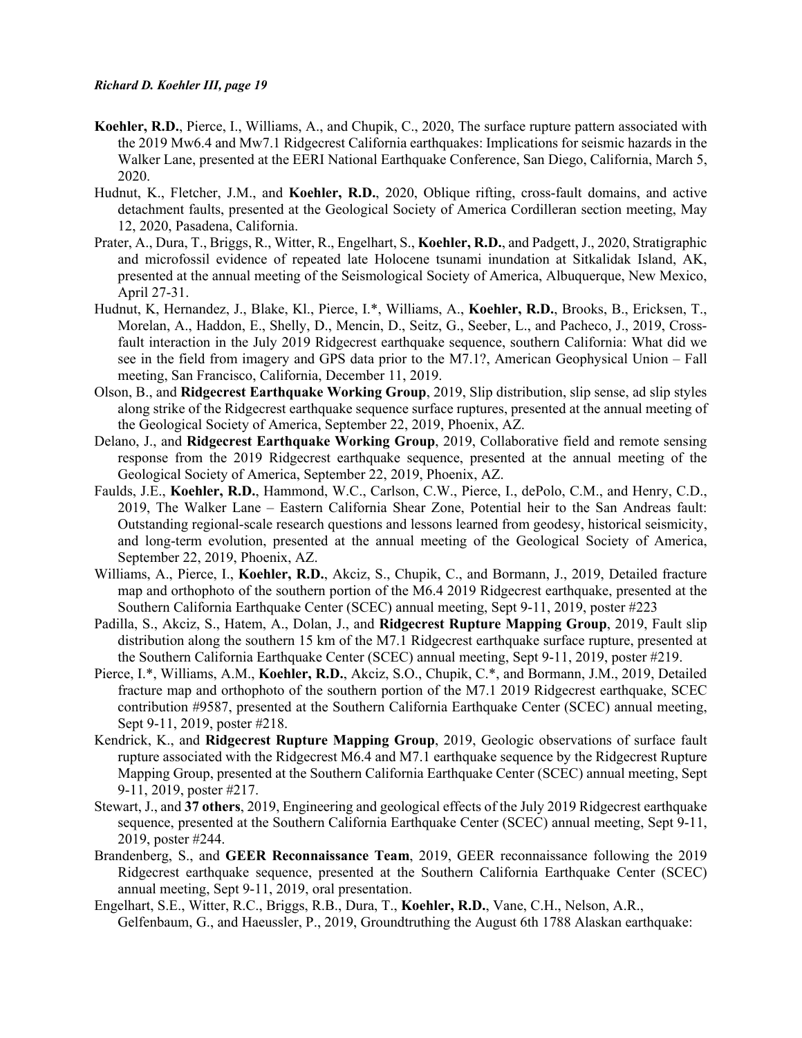**Koehler, R.D.**, Pierce, I., Williams, A., and Chupik, C., 2020, The surface rupture pattern associated with the 2019 Mw6.4 and Mw7.1 Ridgecrest California earthquakes: Implications for seismic hazards in the Walker Lane, presented at the EERI National Earthquake Conference, San Diego, California, March 5, 2020.

Hudnut, K., Fletcher, J.M., and **Koehler, R.D.**, 2020, Oblique rifting, cross-fault domains, and active detachment faults, presented at the Geological Society of America Cordilleran section meeting, May 12, 2020, Pasadena, California.

Prater, A., Dura, T., Briggs, R., Witter, R., Engelhart, S., **Koehler, R.D.**, and Padgett, J., 2020, Stratigraphic and microfossil evidence of repeated late Holocene tsunami inundation at Sitkalidak Island, AK, presented at the annual meeting of the Seismological Society of America, Albuquerque, New Mexico, April 27-31.

Hudnut, K, Hernandez, J., Blake, Kl., Pierce, I.*, Williams, A., **Koehler, R.D.**, Brooks, B., Ericksen, T., Morelan, A., Haddon, E., Shelly, D., Mencin, D., Seitz, G., Seeber, L., and Pacheco, J., 2019, Cross-fault interaction in the July 2019 Ridgecrest earthquake sequence, southern California: What did we see in the field from imagery and GPS data prior to the M7.1?, American Geophysical Union – Fall meeting, San Francisco, California, December 11, 2019.

Olson, B., and **Ridgecrest Earthquake Working Group**, 2019, Slip distribution, slip sense, ad slip styles along strike of the Ridgecrest earthquake sequence surface ruptures, presented at the annual meeting of the Geological Society of America, September 22, 2019, Phoenix, AZ.

Delano, J., and **Ridgecrest Earthquake Working Group**, 2019, Collaborative field and remote sensing response from the 2019 Ridgecrest earthquake sequence, presented at the annual meeting of the Geological Society of America, September 22, 2019, Phoenix, AZ.

Faulds, J.E., **Koehler, R.D.**, Hammond, W.C., Carlson, C.W., Pierce, I., dePolo, C.M., and Henry, C.D., 2019, The Walker Lane – Eastern California Shear Zone, Potential heir to the San Andreas fault: Outstanding regional-scale research questions and lessons learned from geodesy, historical seismicity, and long-term evolution, presented at the annual meeting of the Geological Society of America, September 22, 2019, Phoenix, AZ.

Williams, A., Pierce, I., **Koehler, R.D.**, Akciz, S., Chupik, C., and Bormann, J., 2019, Detailed fracture map and orthophoto of the southern portion of the M6.4 2019 Ridgecrest earthquake, presented at the Southern California Earthquake Center (SCEC) annual meeting, Sept 9-11, 2019, poster #223

Padilla, S., Akciz, S., Hatem, A., Dolan, J., and **Ridgecrest Rupture Mapping Group**, 2019, Fault slip distribution along the southern 15 km of the M7.1 Ridgecrest earthquake surface rupture, presented at the Southern California Earthquake Center (SCEC) annual meeting, Sept 9-11, 2019, poster #219.

Pierce, I.*, Williams, A.M., **Koehler, R.D.**, Akciz, S.O., Chupik, C.*, and Bormann, J.M., 2019, Detailed fracture map and orthophoto of the southern portion of the M7.1 2019 Ridgecrest earthquake, SCEC contribution #9587, presented at the Southern California Earthquake Center (SCEC) annual meeting, Sept 9-11, 2019, poster #218.

Kendrick, K., and **Ridgecrest Rupture Mapping Group**, 2019, Geologic observations of surface fault rupture associated with the Ridgecrest M6.4 and M7.1 earthquake sequence by the Ridgecrest Rupture Mapping Group, presented at the Southern California Earthquake Center (SCEC) annual meeting, Sept 9-11, 2019, poster #217.

Stewart, J., and **37 others**, 2019, Engineering and geological effects of the July 2019 Ridgecrest earthquake sequence, presented at the Southern California Earthquake Center (SCEC) annual meeting, Sept 9-11, 2019, poster #244.

Brandenberg, S., and **GEER Reconnaissance Team**, 2019, GEER reconnaissance following the 2019 Ridgecrest earthquake sequence, presented at the Southern California Earthquake Center (SCEC) annual meeting, Sept 9-11, 2019, oral presentation.

Engelhart, S.E., Witter, R.C., Briggs, R.B., Dura, T., **Koehler, R.D.**, Vane, C.H., Nelson, A.R., Gelfenbaum, G., and Haeussler, P., 2019, Groundtruthing the August 6th 1788 Alaskan earthquake: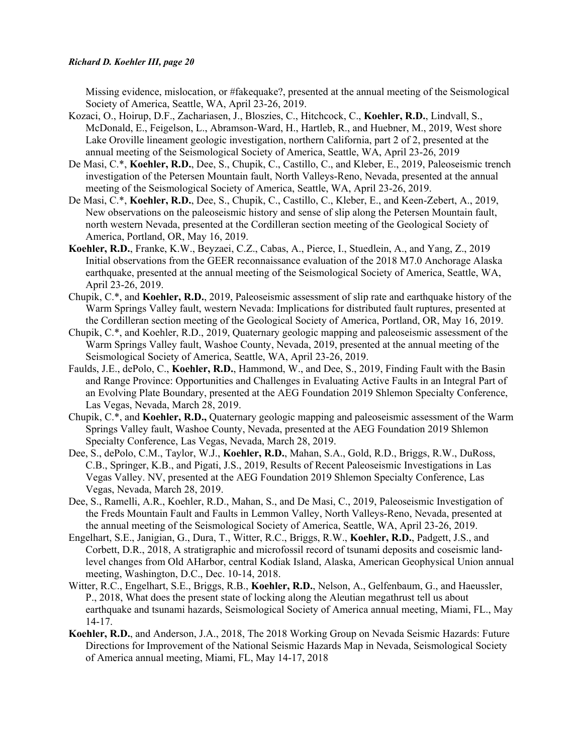Missing evidence, mislocation, or #fakequake?, presented at the annual meeting of the Seismological Society of America, Seattle, WA, April 23-26, 2019.

Kozaci, O., Hoirup, D.F., Zachariasen, J., Bloszies, C., Hitchcock, C., **Koehler, R.D.**, Lindvall, S., McDonald, E., Feigelson, L., Abramson-Ward, H., Hartleb, R., and Huebner, M., 2019, West shore Lake Oroville lineament geologic investigation, northern California, part 2 of 2, presented at the annual meeting of the Seismological Society of America, Seattle, WA, April 23-26, 2019

De Masi, C.*, **Koehler, R.D.**, Dee, S., Chupik, C., Castillo, C., and Kleber, E., 2019, Paleoseismic trench investigation of the Petersen Mountain fault, North Valleys-Reno, Nevada, presented at the annual meeting of the Seismological Society of America, Seattle, WA, April 23-26, 2019.

De Masi, C.*, **Koehler, R.D.**, Dee, S., Chupik, C., Castillo, C., Kleber, E., and Keen-Zebert, A., 2019, New observations on the paleoseismic history and sense of slip along the Petersen Mountain fault, north western Nevada, presented at the Cordilleran section meeting of the Geological Society of America, Portland, OR, May 16, 2019.

**Koehler, R.D.**, Franke, K.W., Beyzaei, C.Z., Cabas, A., Pierce, I., Stuedlein, A., and Yang, Z., 2019 Initial observations from the GEER reconnaissance evaluation of the 2018 M7.0 Anchorage Alaska earthquake, presented at the annual meeting of the Seismological Society of America, Seattle, WA, April 23-26, 2019.

Chupik, C.*, and **Koehler, R.D.**, 2019, Paleoseismic assessment of slip rate and earthquake history of the Warm Springs Valley fault, western Nevada: Implications for distributed fault ruptures, presented at the Cordilleran section meeting of the Geological Society of America, Portland, OR, May 16, 2019.

Chupik, C.*, and Koehler, R.D., 2019, Quaternary geologic mapping and paleoseismic assessment of the Warm Springs Valley fault, Washoe County, Nevada, 2019, presented at the annual meeting of the Seismological Society of America, Seattle, WA, April 23-26, 2019.

Faulds, J.E., dePolo, C., **Koehler, R.D.**, Hammond, W., and Dee, S., 2019, Finding Fault with the Basin and Range Province: Opportunities and Challenges in Evaluating Active Faults in an Integral Part of an Evolving Plate Boundary, presented at the AEG Foundation 2019 Shlemon Specialty Conference, Las Vegas, Nevada, March 28, 2019.

Chupik, C.*, and **Koehler, R.D.,** Quaternary geologic mapping and paleoseismic assessment of the Warm Springs Valley fault, Washoe County, Nevada, presented at the AEG Foundation 2019 Shlemon Specialty Conference, Las Vegas, Nevada, March 28, 2019.

Dee, S., dePolo, C.M., Taylor, W.J., **Koehler, R.D.**, Mahan, S.A., Gold, R.D., Briggs, R.W., DuRoss, C.B., Springer, K.B., and Pigati, J.S., 2019, Results of Recent Paleoseismic Investigations in Las Vegas Valley. NV, presented at the AEG Foundation 2019 Shlemon Specialty Conference, Las Vegas, Nevada, March 28, 2019.

Dee, S., Ramelli, A.R., Koehler, R.D., Mahan, S., and De Masi, C., 2019, Paleoseismic Investigation of the Freds Mountain Fault and Faults in Lemmon Valley, North Valleys-Reno, Nevada, presented at the annual meeting of the Seismological Society of America, Seattle, WA, April 23-26, 2019.

Engelhart, S.E., Janigian, G., Dura, T., Witter, R.C., Briggs, R.W., **Koehler, R.D.**, Padgett, J.S., and Corbett, D.R., 2018, A stratigraphic and microfossil record of tsunami deposits and coseismic land-level changes from Old AHarbor, central Kodiak Island, Alaska, American Geophysical Union annual meeting, Washington, D.C., Dec. 10-14, 2018.

Witter, R.C., Engelhart, S.E., Briggs, R.B., **Koehler, R.D.**, Nelson, A., Gelfenbaum, G., and Haeussler, P., 2018, What does the present state of locking along the Aleutian megathrust tell us about earthquake and tsunami hazards, Seismological Society of America annual meeting, Miami, FL., May 14-17.

**Koehler, R.D.**, and Anderson, J.A., 2018, The 2018 Working Group on Nevada Seismic Hazards: Future Directions for Improvement of the National Seismic Hazards Map in Nevada, Seismological Society of America annual meeting, Miami, FL, May 14-17, 2018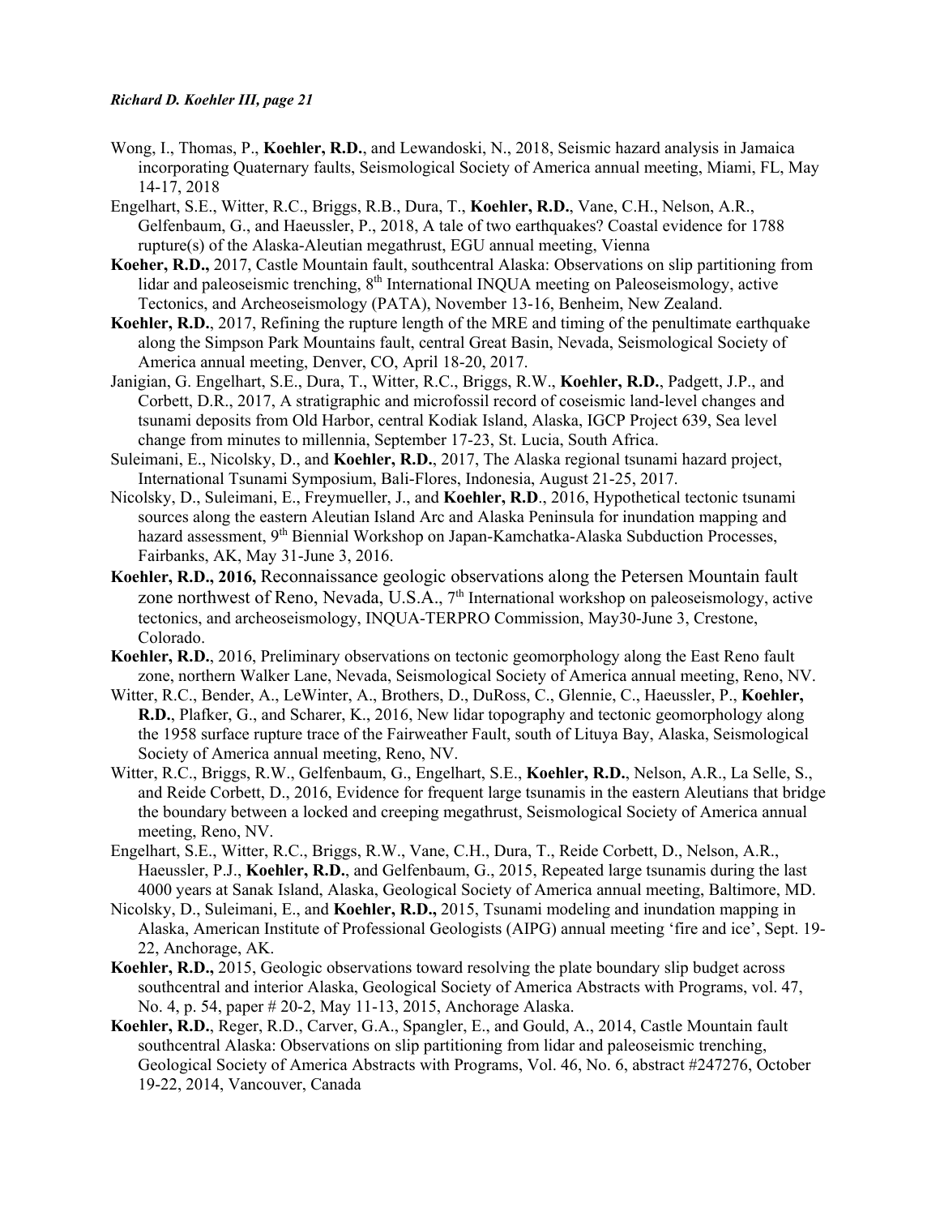Wong, I., Thomas, P., **Koehler, R.D.**, and Lewandoski, N., 2018, Seismic hazard analysis in Jamaica incorporating Quaternary faults, Seismological Society of America annual meeting, Miami, FL, May 14-17, 2018

Engelhart, S.E., Witter, R.C., Briggs, R.B., Dura, T., **Koehler, R.D.**, Vane, C.H., Nelson, A.R., Gelfenbaum, G., and Haeussler, P., 2018, A tale of two earthquakes? Coastal evidence for 1788 rupture(s) of the Alaska-Aleutian megathrust, EGU annual meeting, Vienna

**Koeher, R.D.,** 2017, Castle Mountain fault, southcentral Alaska: Observations on slip partitioning from lidar and paleoseismic trenching, 8th International INQUA meeting on Paleoseismology, active Tectonics, and Archeoseismology (PATA), November 13-16, Benheim, New Zealand.

**Koehler, R.D.**, 2017, Refining the rupture length of the MRE and timing of the penultimate earthquake along the Simpson Park Mountains fault, central Great Basin, Nevada, Seismological Society of America annual meeting, Denver, CO, April 18-20, 2017.

Janigian, G. Engelhart, S.E., Dura, T., Witter, R.C., Briggs, R.W., **Koehler, R.D.**, Padgett, J.P., and Corbett, D.R., 2017, A stratigraphic and microfossil record of coseismic land-level changes and tsunami deposits from Old Harbor, central Kodiak Island, Alaska, IGCP Project 639, Sea level change from minutes to millennia, September 17-23, St. Lucia, South Africa.

Suleimani, E., Nicolsky, D., and **Koehler, R.D.**, 2017, The Alaska regional tsunami hazard project, International Tsunami Symposium, Bali-Flores, Indonesia, August 21-25, 2017.

Nicolsky, D., Suleimani, E., Freymueller, J., and **Koehler, R.D**., 2016, Hypothetical tectonic tsunami sources along the eastern Aleutian Island Arc and Alaska Peninsula for inundation mapping and hazard assessment, 9th Biennial Workshop on Japan-Kamchatka-Alaska Subduction Processes, Fairbanks, AK, May 31-June 3, 2016.

**Koehler, R.D., 2016,** Reconnaissance geologic observations along the Petersen Mountain fault zone northwest of Reno, Nevada, U.S.A., 7th International workshop on paleoseismology, active tectonics, and archeoseismology, INQUA-TERPRO Commission, May30-June 3, Crestone, Colorado.

**Koehler, R.D.**, 2016, Preliminary observations on tectonic geomorphology along the East Reno fault zone, northern Walker Lane, Nevada, Seismological Society of America annual meeting, Reno, NV.

Witter, R.C., Bender, A., LeWinter, A., Brothers, D., DuRoss, C., Glennie, C., Haeussler, P., **Koehler, R.D.**, Plafker, G., and Scharer, K., 2016, New lidar topography and tectonic geomorphology along the 1958 surface rupture trace of the Fairweather Fault, south of Lituya Bay, Alaska, Seismological Society of America annual meeting, Reno, NV.

Witter, R.C., Briggs, R.W., Gelfenbaum, G., Engelhart, S.E., **Koehler, R.D.**, Nelson, A.R., La Selle, S., and Reide Corbett, D., 2016, Evidence for frequent large tsunamis in the eastern Aleutians that bridge the boundary between a locked and creeping megathrust, Seismological Society of America annual meeting, Reno, NV.

Engelhart, S.E., Witter, R.C., Briggs, R.W., Vane, C.H., Dura, T., Reide Corbett, D., Nelson, A.R., Haeussler, P.J., **Koehler, R.D.**, and Gelfenbaum, G., 2015, Repeated large tsunamis during the last 4000 years at Sanak Island, Alaska, Geological Society of America annual meeting, Baltimore, MD.

Nicolsky, D., Suleimani, E., and **Koehler, R.D.,** 2015, Tsunami modeling and inundation mapping in Alaska, American Institute of Professional Geologists (AIPG) annual meeting 'fire and ice', Sept. 19-22, Anchorage, AK.

**Koehler, R.D.,** 2015, Geologic observations toward resolving the plate boundary slip budget across southcentral and interior Alaska, Geological Society of America Abstracts with Programs, vol. 47, No. 4, p. 54, paper # 20-2, May 11-13, 2015, Anchorage Alaska.

**Koehler, R.D.**, Reger, R.D., Carver, G.A., Spangler, E., and Gould, A., 2014, Castle Mountain fault southcentral Alaska: Observations on slip partitioning from lidar and paleoseismic trenching, Geological Society of America Abstracts with Programs, Vol. 46, No. 6, abstract #247276, October 19-22, 2014, Vancouver, Canada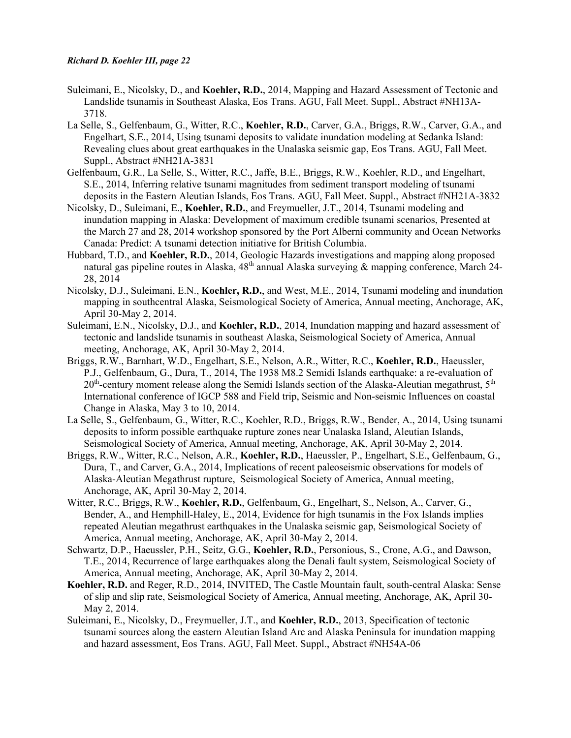Suleimani, E., Nicolsky, D., and **Koehler, R.D.**, 2014, Mapping and Hazard Assessment of Tectonic and Landslide tsunamis in Southeast Alaska, Eos Trans. AGU, Fall Meet. Suppl., Abstract #NH13A-3718.

La Selle, S., Gelfenbaum, G., Witter, R.C., **Koehler, R.D.**, Carver, G.A., Briggs, R.W., Carver, G.A., and Engelhart, S.E., 2014, Using tsunami deposits to validate inundation modeling at Sedanka Island: Revealing clues about great earthquakes in the Unalaska seismic gap, Eos Trans. AGU, Fall Meet. Suppl., Abstract #NH21A-3831

Gelfenbaum, G.R., La Selle, S., Witter, R.C., Jaffe, B.E., Briggs, R.W., Koehler, R.D., and Engelhart, S.E., 2014, Inferring relative tsunami magnitudes from sediment transport modeling of tsunami deposits in the Eastern Aleutian Islands, Eos Trans. AGU, Fall Meet. Suppl., Abstract #NH21A-3832

Nicolsky, D., Suleimani, E., **Koehler, R.D.**, and Freymueller, J.T., 2014, Tsunami modeling and inundation mapping in Alaska: Development of maximum credible tsunami scenarios, Presented at the March 27 and 28, 2014 workshop sponsored by the Port Alberni community and Ocean Networks Canada: Predict: A tsunami detection initiative for British Columbia.

Hubbard, T.D., and **Koehler, R.D.**, 2014, Geologic Hazards investigations and mapping along proposed natural gas pipeline routes in Alaska, 48th annual Alaska surveying & mapping conference, March 24-28, 2014

Nicolsky, D.J., Suleimani, E.N., **Koehler, R.D.**, and West, M.E., 2014, Tsunami modeling and inundation mapping in southcentral Alaska, Seismological Society of America, Annual meeting, Anchorage, AK, April 30-May 2, 2014.

Suleimani, E.N., Nicolsky, D.J., and **Koehler, R.D.**, 2014, Inundation mapping and hazard assessment of tectonic and landslide tsunamis in southeast Alaska, Seismological Society of America, Annual meeting, Anchorage, AK, April 30-May 2, 2014.

Briggs, R.W., Barnhart, W.D., Engelhart, S.E., Nelson, A.R., Witter, R.C., **Koehler, R.D.**, Haeussler, P.J., Gelfenbaum, G., Dura, T., 2014, The 1938 M8.2 Semidi Islands earthquake: a re-evaluation of 20th-century moment release along the Semidi Islands section of the Alaska-Aleutian megathrust, 5th International conference of IGCP 588 and Field trip, Seismic and Non-seismic Influences on coastal Change in Alaska, May 3 to 10, 2014.

La Selle, S., Gelfenbaum, G., Witter, R.C., Koehler, R.D., Briggs, R.W., Bender, A., 2014, Using tsunami deposits to inform possible earthquake rupture zones near Unalaska Island, Aleutian Islands, Seismological Society of America, Annual meeting, Anchorage, AK, April 30-May 2, 2014.

Briggs, R.W., Witter, R.C., Nelson, A.R., **Koehler, R.D.**, Haeussler, P., Engelhart, S.E., Gelfenbaum, G., Dura, T., and Carver, G.A., 2014, Implications of recent paleoseismic observations for models of Alaska-Aleutian Megathrust rupture, Seismological Society of America, Annual meeting, Anchorage, AK, April 30-May 2, 2014.

Witter, R.C., Briggs, R.W., **Koehler, R.D.**, Gelfenbaum, G., Engelhart, S., Nelson, A., Carver, G., Bender, A., and Hemphill-Haley, E., 2014, Evidence for high tsunamis in the Fox Islands implies repeated Aleutian megathrust earthquakes in the Unalaska seismic gap, Seismological Society of America, Annual meeting, Anchorage, AK, April 30-May 2, 2014.

Schwartz, D.P., Haeussler, P.H., Seitz, G.G., **Koehler, R.D.**, Personious, S., Crone, A.G., and Dawson, T.E., 2014, Recurrence of large earthquakes along the Denali fault system, Seismological Society of America, Annual meeting, Anchorage, AK, April 30-May 2, 2014.

**Koehler, R.D.** and Reger, R.D., 2014, INVITED, The Castle Mountain fault, south-central Alaska: Sense of slip and slip rate, Seismological Society of America, Annual meeting, Anchorage, AK, April 30-May 2, 2014.

Suleimani, E., Nicolsky, D., Freymueller, J.T., and **Koehler, R.D.**, 2013, Specification of tectonic tsunami sources along the eastern Aleutian Island Arc and Alaska Peninsula for inundation mapping and hazard assessment, Eos Trans. AGU, Fall Meet. Suppl., Abstract #NH54A-06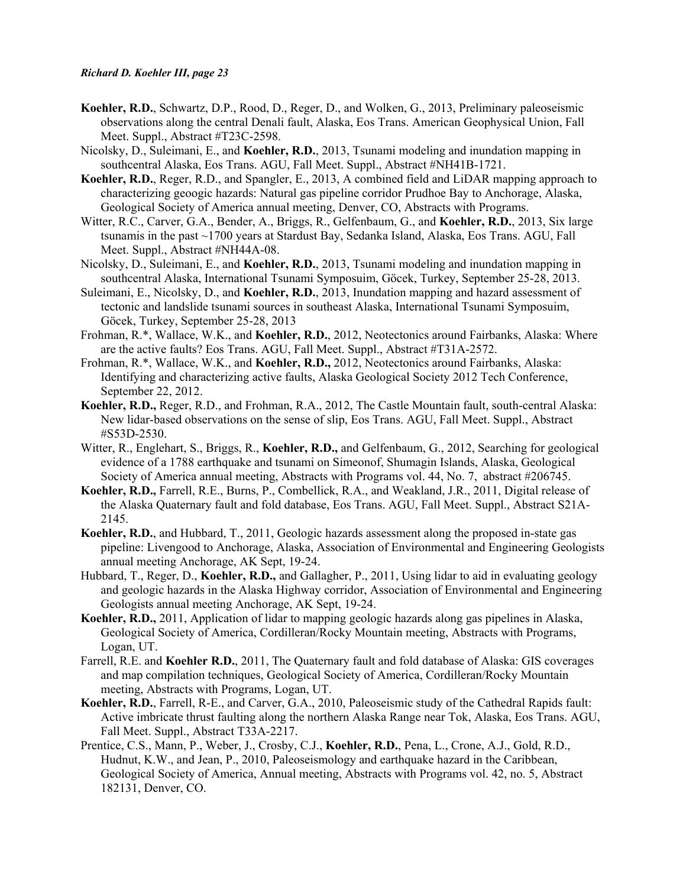**Koehler, R.D.**, Schwartz, D.P., Rood, D., Reger, D., and Wolken, G., 2013, Preliminary paleoseismic observations along the central Denali fault, Alaska, Eos Trans. American Geophysical Union, Fall Meet. Suppl., Abstract #T23C-2598.

Nicolsky, D., Suleimani, E., and **Koehler, R.D.**, 2013, Tsunami modeling and inundation mapping in southcentral Alaska, Eos Trans. AGU, Fall Meet. Suppl., Abstract #NH41B-1721.

**Koehler, R.D.**, Reger, R.D., and Spangler, E., 2013, A combined field and LiDAR mapping approach to characterizing geoogic hazards: Natural gas pipeline corridor Prudhoe Bay to Anchorage, Alaska, Geological Society of America annual meeting, Denver, CO, Abstracts with Programs.

Witter, R.C., Carver, G.A., Bender, A., Briggs, R., Gelfenbaum, G., and **Koehler, R.D.**, 2013, Six large tsunamis in the past ~1700 years at Stardust Bay, Sedanka Island, Alaska, Eos Trans. AGU, Fall Meet. Suppl., Abstract #NH44A-08.

Nicolsky, D., Suleimani, E., and **Koehler, R.D.**, 2013, Tsunami modeling and inundation mapping in southcentral Alaska, International Tsunami Symposuim, Göcek, Turkey, September 25-28, 2013.

Suleimani, E., Nicolsky, D., and **Koehler, R.D.**, 2013, Inundation mapping and hazard assessment of tectonic and landslide tsunami sources in southeast Alaska, International Tsunami Symposuim, Göcek, Turkey, September 25-28, 2013

Frohman, R.*, Wallace, W.K., and **Koehler, R.D.**, 2012, Neotectonics around Fairbanks, Alaska: Where are the active faults? Eos Trans. AGU, Fall Meet. Suppl., Abstract #T31A-2572.

Frohman, R.*, Wallace, W.K., and **Koehler, R.D.,** 2012, Neotectonics around Fairbanks, Alaska: Identifying and characterizing active faults, Alaska Geological Society 2012 Tech Conference, September 22, 2012.

**Koehler, R.D.,** Reger, R.D., and Frohman, R.A., 2012, The Castle Mountain fault, south-central Alaska: New lidar-based observations on the sense of slip, Eos Trans. AGU, Fall Meet. Suppl., Abstract #S53D-2530.

Witter, R., Englehart, S., Briggs, R., **Koehler, R.D.,** and Gelfenbaum, G., 2012, Searching for geological evidence of a 1788 earthquake and tsunami on Simeonof, Shumagin Islands, Alaska, Geological Society of America annual meeting, Abstracts with Programs vol. 44, No. 7, abstract #206745.

**Koehler, R.D.,** Farrell, R.E., Burns, P., Combellick, R.A., and Weakland, J.R., 2011, Digital release of the Alaska Quaternary fault and fold database, Eos Trans. AGU, Fall Meet. Suppl., Abstract S21A-2145.

**Koehler, R.D.**, and Hubbard, T., 2011, Geologic hazards assessment along the proposed in-state gas pipeline: Livengood to Anchorage, Alaska, Association of Environmental and Engineering Geologists annual meeting Anchorage, AK Sept, 19-24.

Hubbard, T., Reger, D., **Koehler, R.D.,** and Gallagher, P., 2011, Using lidar to aid in evaluating geology and geologic hazards in the Alaska Highway corridor, Association of Environmental and Engineering Geologists annual meeting Anchorage, AK Sept, 19-24.

**Koehler, R.D.,** 2011, Application of lidar to mapping geologic hazards along gas pipelines in Alaska, Geological Society of America, Cordilleran/Rocky Mountain meeting, Abstracts with Programs, Logan, UT.

Farrell, R.E. and **Koehler R.D.**, 2011, The Quaternary fault and fold database of Alaska: GIS coverages and map compilation techniques, Geological Society of America, Cordilleran/Rocky Mountain meeting, Abstracts with Programs, Logan, UT.

**Koehler, R.D.**, Farrell, R-E., and Carver, G.A., 2010, Paleoseismic study of the Cathedral Rapids fault: Active imbricate thrust faulting along the northern Alaska Range near Tok, Alaska, Eos Trans. AGU, Fall Meet. Suppl., Abstract T33A-2217.

Prentice, C.S., Mann, P., Weber, J., Crosby, C.J., **Koehler, R.D.**, Pena, L., Crone, A.J., Gold, R.D., Hudnut, K.W., and Jean, P., 2010, Paleoseismology and earthquake hazard in the Caribbean, Geological Society of America, Annual meeting, Abstracts with Programs vol. 42, no. 5, Abstract 182131, Denver, CO.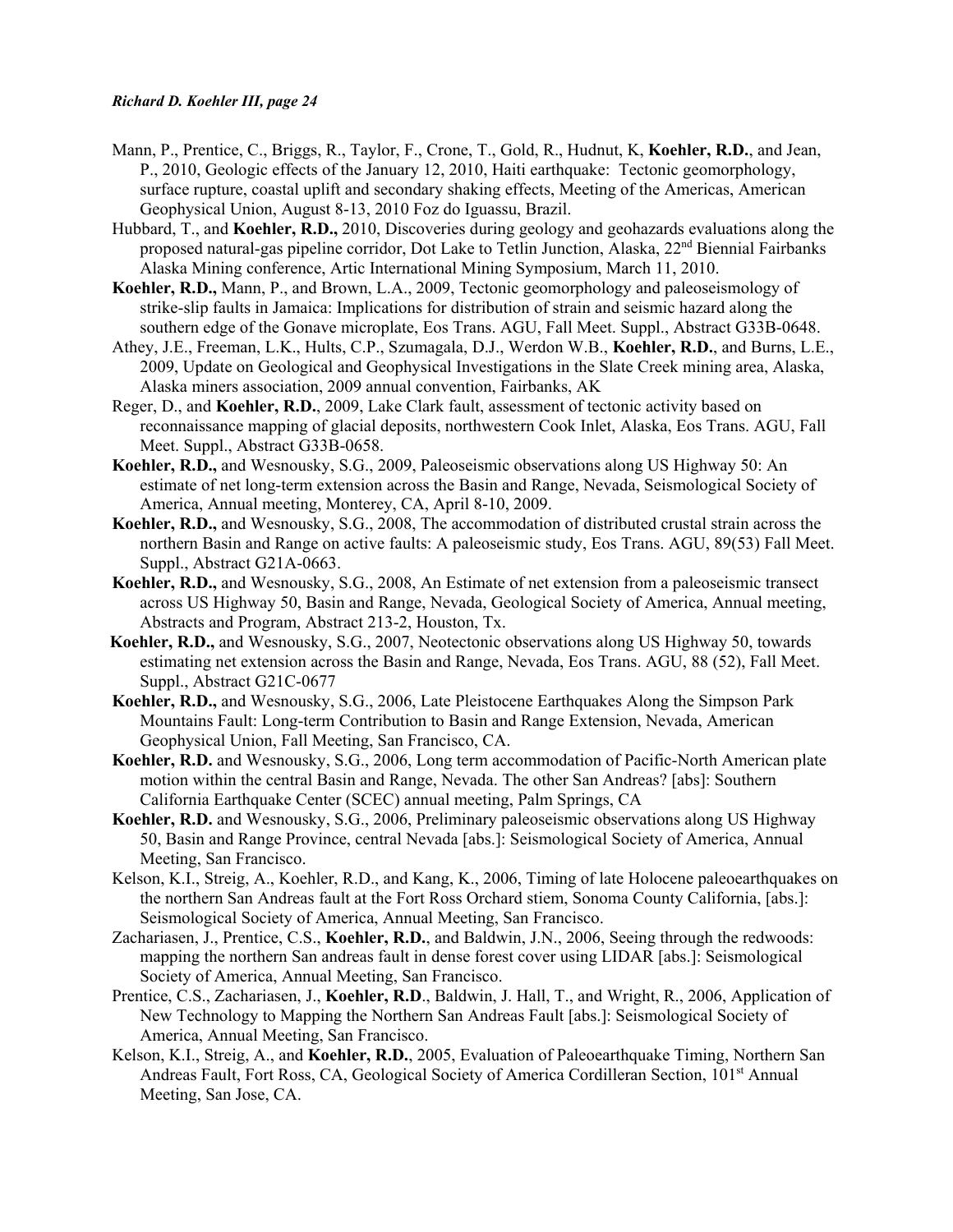Mann, P., Prentice, C., Briggs, R., Taylor, F., Crone, T., Gold, R., Hudnut, K, **Koehler, R.D.**, and Jean, P., 2010, Geologic effects of the January 12, 2010, Haiti earthquake: Tectonic geomorphology, surface rupture, coastal uplift and secondary shaking effects, Meeting of the Americas, American Geophysical Union, August 8-13, 2010 Foz do Iguassu, Brazil.

Hubbard, T., and **Koehler, R.D.,** 2010, Discoveries during geology and geohazards evaluations along the proposed natural-gas pipeline corridor, Dot Lake to Tetlin Junction, Alaska, 22nd Biennial Fairbanks Alaska Mining conference, Artic International Mining Symposium, March 11, 2010.

**Koehler, R.D.,** Mann, P., and Brown, L.A., 2009, Tectonic geomorphology and paleoseismology of strike-slip faults in Jamaica: Implications for distribution of strain and seismic hazard along the southern edge of the Gonave microplate, Eos Trans. AGU, Fall Meet. Suppl., Abstract G33B-0648.

Athey, J.E., Freeman, L.K., Hults, C.P., Szumagala, D.J., Werdon W.B., **Koehler, R.D.**, and Burns, L.E., 2009, Update on Geological and Geophysical Investigations in the Slate Creek mining area, Alaska, Alaska miners association, 2009 annual convention, Fairbanks, AK

Reger, D., and **Koehler, R.D.**, 2009, Lake Clark fault, assessment of tectonic activity based on reconnaissance mapping of glacial deposits, northwestern Cook Inlet, Alaska, Eos Trans. AGU, Fall Meet. Suppl., Abstract G33B-0658.

**Koehler, R.D.,** and Wesnousky, S.G., 2009, Paleoseismic observations along US Highway 50: An estimate of net long-term extension across the Basin and Range, Nevada, Seismological Society of America, Annual meeting, Monterey, CA, April 8-10, 2009.

**Koehler, R.D.,** and Wesnousky, S.G., 2008, The accommodation of distributed crustal strain across the northern Basin and Range on active faults: A paleoseismic study, Eos Trans. AGU, 89(53) Fall Meet. Suppl., Abstract G21A-0663.

**Koehler, R.D.,** and Wesnousky, S.G., 2008, An Estimate of net extension from a paleoseismic transect across US Highway 50, Basin and Range, Nevada, Geological Society of America, Annual meeting, Abstracts and Program, Abstract 213-2, Houston, Tx.

**Koehler, R.D.,** and Wesnousky, S.G., 2007, Neotectonic observations along US Highway 50, towards estimating net extension across the Basin and Range, Nevada, Eos Trans. AGU, 88 (52), Fall Meet. Suppl., Abstract G21C-0677

**Koehler, R.D.,** and Wesnousky, S.G., 2006, Late Pleistocene Earthquakes Along the Simpson Park Mountains Fault: Long-term Contribution to Basin and Range Extension, Nevada, American Geophysical Union, Fall Meeting, San Francisco, CA.

**Koehler, R.D.** and Wesnousky, S.G., 2006, Long term accommodation of Pacific-North American plate motion within the central Basin and Range, Nevada. The other San Andreas? [abs]: Southern California Earthquake Center (SCEC) annual meeting, Palm Springs, CA

**Koehler, R.D.** and Wesnousky, S.G., 2006, Preliminary paleoseismic observations along US Highway 50, Basin and Range Province, central Nevada [abs.]: Seismological Society of America, Annual Meeting, San Francisco.

Kelson, K.I., Streig, A., Koehler, R.D., and Kang, K., 2006, Timing of late Holocene paleoearthquakes on the northern San Andreas fault at the Fort Ross Orchard stiem, Sonoma County California, [abs.]: Seismological Society of America, Annual Meeting, San Francisco.

Zachariasen, J., Prentice, C.S., **Koehler, R.D.**, and Baldwin, J.N., 2006, Seeing through the redwoods: mapping the northern San andreas fault in dense forest cover using LIDAR [abs.]: Seismological Society of America, Annual Meeting, San Francisco.

Prentice, C.S., Zachariasen, J., **Koehler, R.D**., Baldwin, J. Hall, T., and Wright, R., 2006, Application of New Technology to Mapping the Northern San Andreas Fault [abs.]: Seismological Society of America, Annual Meeting, San Francisco.

Kelson, K.I., Streig, A., and **Koehler, R.D.**, 2005, Evaluation of Paleoearthquake Timing, Northern San Andreas Fault, Fort Ross, CA, Geological Society of America Cordilleran Section, 101st Annual Meeting, San Jose, CA.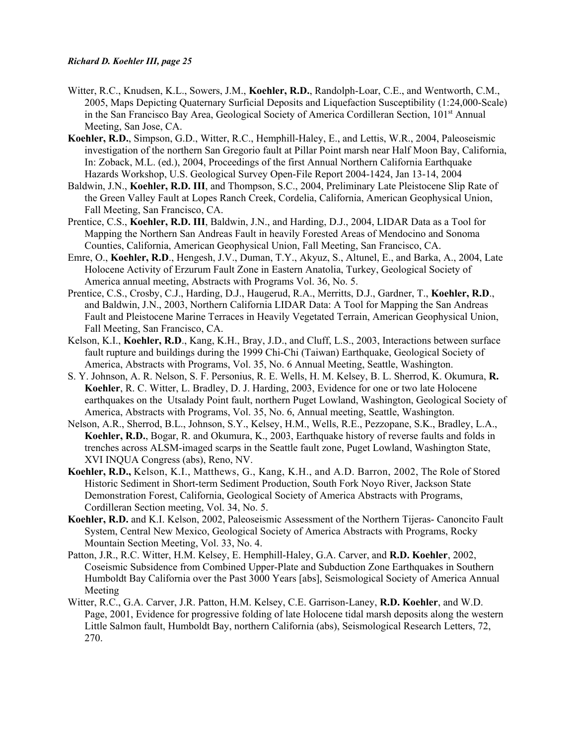Witter, R.C., Knudsen, K.L., Sowers, J.M., **Koehler, R.D.**, Randolph-Loar, C.E., and Wentworth, C.M., 2005, Maps Depicting Quaternary Surficial Deposits and Liquefaction Susceptibility (1:24,000-Scale) in the San Francisco Bay Area, Geological Society of America Cordilleran Section, 101st Annual Meeting, San Jose, CA.

**Koehler, R.D.**, Simpson, G.D., Witter, R.C., Hemphill-Haley, E., and Lettis, W.R., 2004, Paleoseismic investigation of the northern San Gregorio fault at Pillar Point marsh near Half Moon Bay, California, In: Zoback, M.L. (ed.), 2004, Proceedings of the first Annual Northern California Earthquake Hazards Workshop, U.S. Geological Survey Open-File Report 2004-1424, Jan 13-14, 2004

Baldwin, J.N., **Koehler, R.D. III**, and Thompson, S.C., 2004, Preliminary Late Pleistocene Slip Rate of the Green Valley Fault at Lopes Ranch Creek, Cordelia, California, American Geophysical Union, Fall Meeting, San Francisco, CA.

Prentice, C.S., **Koehler, R.D. III**, Baldwin, J.N., and Harding, D.J., 2004, LIDAR Data as a Tool for Mapping the Northern San Andreas Fault in heavily Forested Areas of Mendocino and Sonoma Counties, California, American Geophysical Union, Fall Meeting, San Francisco, CA.

Emre, O., **Koehler, R.D**., Hengesh, J.V., Duman, T.Y., Akyuz, S., Altunel, E., and Barka, A., 2004, Late Holocene Activity of Erzurum Fault Zone in Eastern Anatolia, Turkey, Geological Society of America annual meeting, Abstracts with Programs Vol. 36, No. 5.

Prentice, C.S., Crosby, C.J., Harding, D.J., Haugerud, R.A., Merritts, D.J., Gardner, T., **Koehler, R.D**., and Baldwin, J.N., 2003, Northern California LIDAR Data: A Tool for Mapping the San Andreas Fault and Pleistocene Marine Terraces in Heavily Vegetated Terrain, American Geophysical Union, Fall Meeting, San Francisco, CA.

Kelson, K.I., **Koehler, R.D**., Kang, K.H., Bray, J.D., and Cluff, L.S., 2003, Interactions between surface fault rupture and buildings during the 1999 Chi-Chi (Taiwan) Earthquake, Geological Society of America, Abstracts with Programs, Vol. 35, No. 6 Annual Meeting, Seattle, Washington.

S. Y. Johnson, A. R. Nelson, S. F. Personius, R. E. Wells, H. M. Kelsey, B. L. Sherrod, K. Okumura, **R. Koehler**, R. C. Witter, L. Bradley, D. J. Harding, 2003, Evidence for one or two late Holocene earthquakes on the Utsalady Point fault, northern Puget Lowland, Washington, Geological Society of America, Abstracts with Programs, Vol. 35, No. 6, Annual meeting, Seattle, Washington.

Nelson, A.R., Sherrod, B.L., Johnson, S.Y., Kelsey, H.M., Wells, R.E., Pezzopane, S.K., Bradley, L.A., **Koehler, R.D.**, Bogar, R. and Okumura, K., 2003, Earthquake history of reverse faults and folds in trenches across ALSM-imaged scarps in the Seattle fault zone, Puget Lowland, Washington State, XVI INQUA Congress (abs), Reno, NV.

**Koehler, R.D.,** Kelson, K.I., Matthews, G., Kang, K.H., and A.D. Barron, 2002, The Role of Stored Historic Sediment in Short-term Sediment Production, South Fork Noyo River, Jackson State Demonstration Forest, California, Geological Society of America Abstracts with Programs, Cordilleran Section meeting, Vol. 34, No. 5.

**Koehler, R.D.** and K.I. Kelson, 2002, Paleoseismic Assessment of the Northern Tijeras- Canoncito Fault System, Central New Mexico, Geological Society of America Abstracts with Programs, Rocky Mountain Section Meeting, Vol. 33, No. 4.

Patton, J.R., R.C. Witter, H.M. Kelsey, E. Hemphill-Haley, G.A. Carver, and **R.D. Koehler**, 2002, Coseismic Subsidence from Combined Upper-Plate and Subduction Zone Earthquakes in Southern Humboldt Bay California over the Past 3000 Years [abs], Seismological Society of America Annual Meeting

Witter, R.C., G.A. Carver, J.R. Patton, H.M. Kelsey, C.E. Garrison-Laney, **R.D. Koehler**, and W.D. Page, 2001, Evidence for progressive folding of late Holocene tidal marsh deposits along the western Little Salmon fault, Humboldt Bay, northern California (abs), Seismological Research Letters, 72, 270.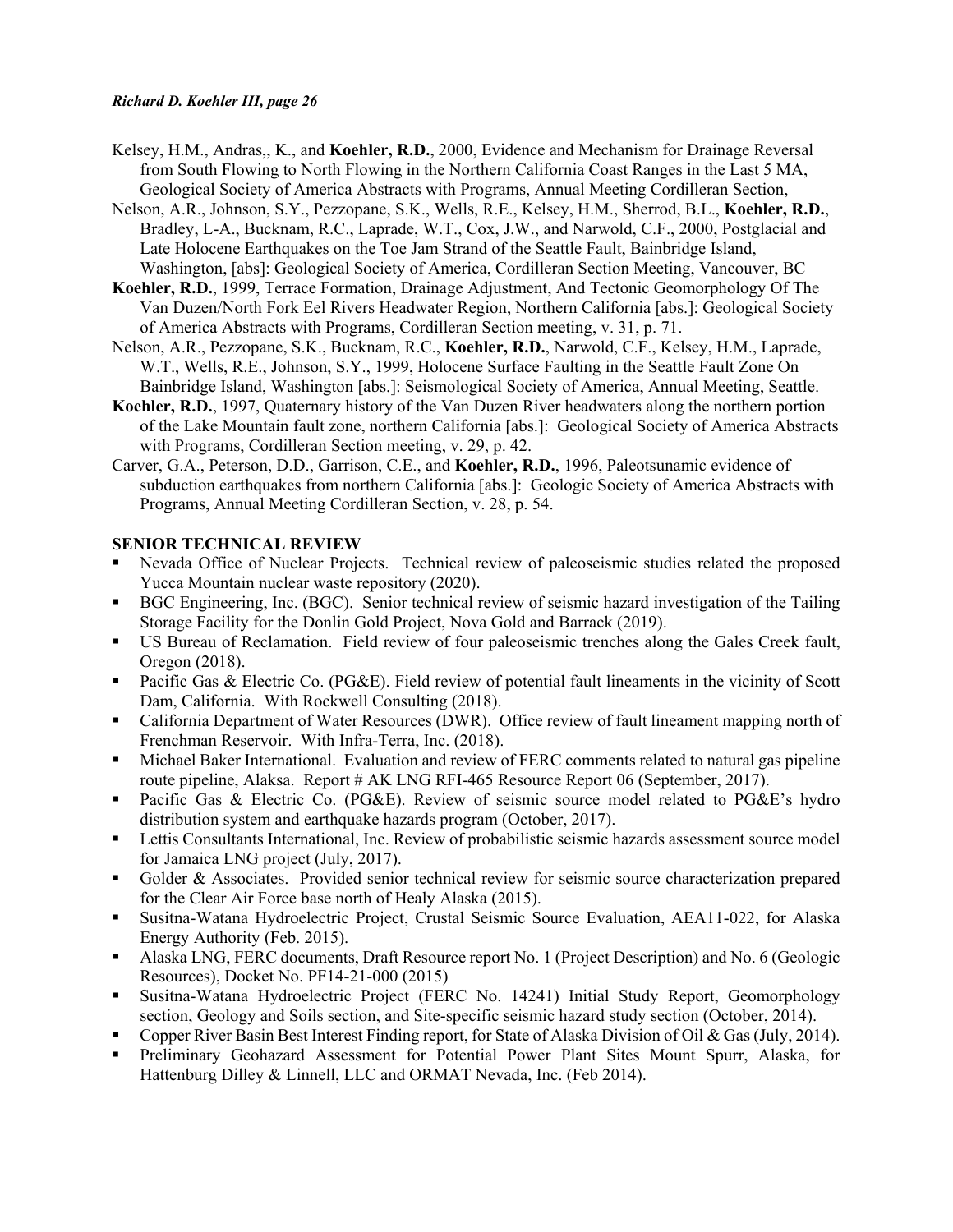Kelsey, H.M., Andras,, K., and **Koehler, R.D.**, 2000, Evidence and Mechanism for Drainage Reversal from South Flowing to North Flowing in the Northern California Coast Ranges in the Last 5 MA, Geological Society of America Abstracts with Programs, Annual Meeting Cordilleran Section,

Nelson, A.R., Johnson, S.Y., Pezzopane, S.K., Wells, R.E., Kelsey, H.M., Sherrod, B.L., **Koehler, R.D.**, Bradley, L-A., Bucknam, R.C., Laprade, W.T., Cox, J.W., and Narwold, C.F., 2000, Postglacial and Late Holocene Earthquakes on the Toe Jam Strand of the Seattle Fault, Bainbridge Island, Washington, [abs]: Geological Society of America, Cordilleran Section Meeting, Vancouver, BC

**Koehler, R.D.**, 1999, Terrace Formation, Drainage Adjustment, And Tectonic Geomorphology Of The Van Duzen/North Fork Eel Rivers Headwater Region, Northern California [abs.]: Geological Society of America Abstracts with Programs, Cordilleran Section meeting, v. 31, p. 71.

Nelson, A.R., Pezzopane, S.K., Bucknam, R.C., **Koehler, R.D.**, Narwold, C.F., Kelsey, H.M., Laprade, W.T., Wells, R.E., Johnson, S.Y., 1999, Holocene Surface Faulting in the Seattle Fault Zone On Bainbridge Island, Washington [abs.]: Seismological Society of America, Annual Meeting, Seattle.

**Koehler, R.D.**, 1997, Quaternary history of the Van Duzen River headwaters along the northern portion of the Lake Mountain fault zone, northern California [abs.]: Geological Society of America Abstracts with Programs, Cordilleran Section meeting, v. 29, p. 42.

Carver, G.A., Peterson, D.D., Garrison, C.E., and **Koehler, R.D.**, 1996, Paleotsunamic evidence of subduction earthquakes from northern California [abs.]: Geologic Society of America Abstracts with Programs, Annual Meeting Cordilleran Section, v. 28, p. 54.

## SENIOR TECHNICAL REVIEW

- Nevada Office of Nuclear Projects. Technical review of paleoseismic studies related the proposed Yucca Mountain nuclear waste repository (2020).
- BGC Engineering, Inc. (BGC). Senior technical review of seismic hazard investigation of the Tailing Storage Facility for the Donlin Gold Project, Nova Gold and Barrack (2019).
- US Bureau of Reclamation. Field review of four paleoseismic trenches along the Gales Creek fault, Oregon (2018).
- Pacific Gas & Electric Co. (PG&E). Field review of potential fault lineaments in the vicinity of Scott Dam, California. With Rockwell Consulting (2018).
- California Department of Water Resources (DWR). Office review of fault lineament mapping north of Frenchman Reservoir. With Infra-Terra, Inc. (2018).
- Michael Baker International. Evaluation and review of FERC comments related to natural gas pipeline route pipeline, Alaksa. Report # AK LNG RFI-465 Resource Report 06 (September, 2017).
- Pacific Gas & Electric Co. (PG&E). Review of seismic source model related to PG&E's hydro distribution system and earthquake hazards program (October, 2017).
- Lettis Consultants International, Inc. Review of probabilistic seismic hazards assessment source model for Jamaica LNG project (July, 2017).
- Golder & Associates. Provided senior technical review for seismic source characterization prepared for the Clear Air Force base north of Healy Alaska (2015).
- Susitna-Watana Hydroelectric Project, Crustal Seismic Source Evaluation, AEA11-022, for Alaska Energy Authority (Feb. 2015).
- Alaska LNG, FERC documents, Draft Resource report No. 1 (Project Description) and No. 6 (Geologic Resources), Docket No. PF14-21-000 (2015)
- Susitna-Watana Hydroelectric Project (FERC No. 14241) Initial Study Report, Geomorphology section, Geology and Soils section, and Site-specific seismic hazard study section (October, 2014).
- Copper River Basin Best Interest Finding report, for State of Alaska Division of Oil & Gas (July, 2014).
- Preliminary Geohazard Assessment for Potential Power Plant Sites Mount Spurr, Alaska, for Hattenburg Dilley & Linnell, LLC and ORMAT Nevada, Inc. (Feb 2014).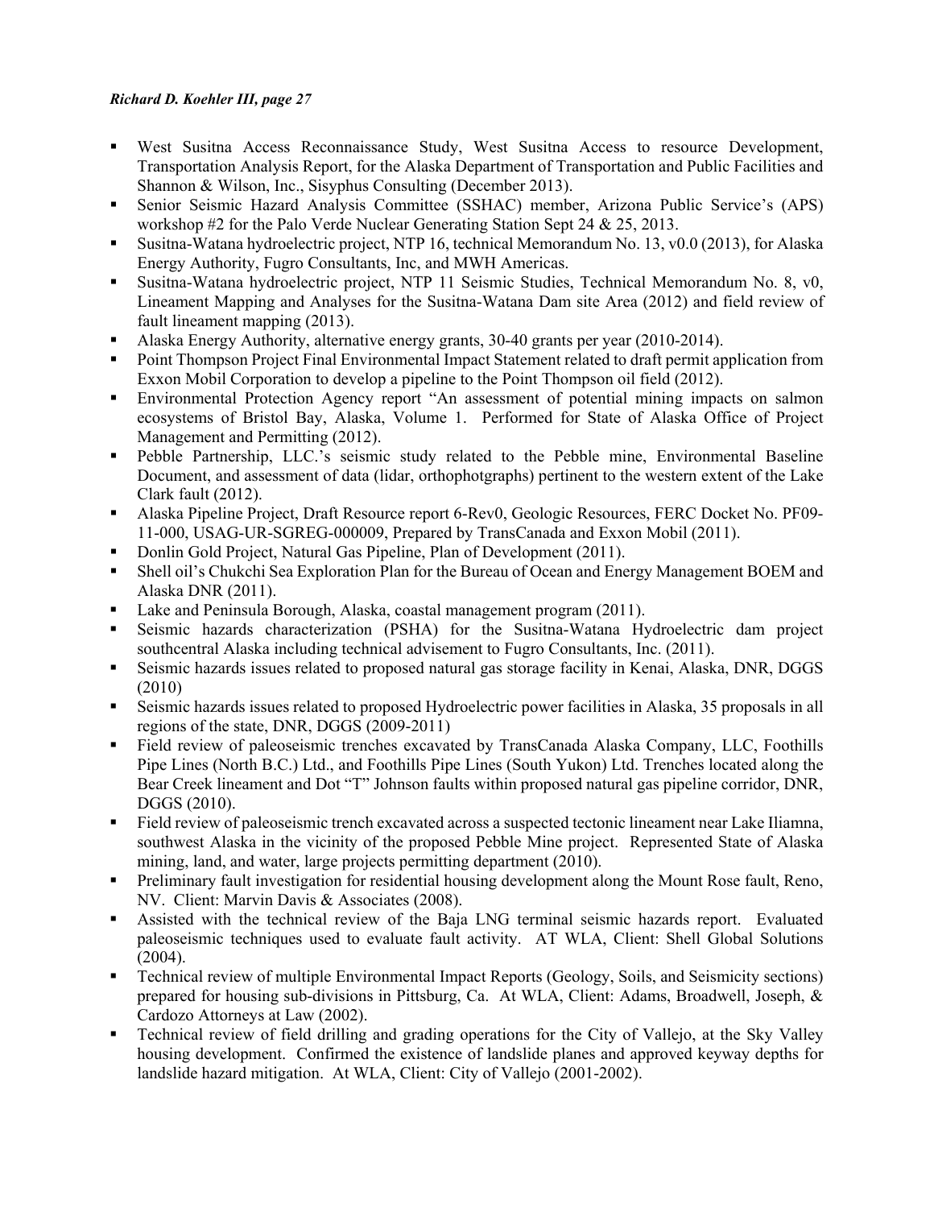- West Susitna Access Reconnaissance Study, West Susitna Access to resource Development, Transportation Analysis Report, for the Alaska Department of Transportation and Public Facilities and Shannon & Wilson, Inc., Sisyphus Consulting (December 2013).
- Senior Seismic Hazard Analysis Committee (SSHAC) member, Arizona Public Service's (APS) workshop #2 for the Palo Verde Nuclear Generating Station Sept 24 & 25, 2013.
- Susitna-Watana hydroelectric project, NTP 16, technical Memorandum No. 13, v0.0 (2013), for Alaska Energy Authority, Fugro Consultants, Inc, and MWH Americas.
- Susitna-Watana hydroelectric project, NTP 11 Seismic Studies, Technical Memorandum No. 8, v0, Lineament Mapping and Analyses for the Susitna-Watana Dam site Area (2012) and field review of fault lineament mapping (2013).
- Alaska Energy Authority, alternative energy grants, 30-40 grants per year (2010-2014).
- Point Thompson Project Final Environmental Impact Statement related to draft permit application from Exxon Mobil Corporation to develop a pipeline to the Point Thompson oil field (2012).
- Environmental Protection Agency report "An assessment of potential mining impacts on salmon ecosystems of Bristol Bay, Alaska, Volume 1. Performed for State of Alaska Office of Project Management and Permitting (2012).
- Pebble Partnership, LLC.'s seismic study related to the Pebble mine, Environmental Baseline Document, and assessment of data (lidar, orthophotgraphs) pertinent to the western extent of the Lake Clark fault (2012).
- Alaska Pipeline Project, Draft Resource report 6-Rev0, Geologic Resources, FERC Docket No. PF09-11-000, USAG-UR-SGREG-000009, Prepared by TransCanada and Exxon Mobil (2011).
- Donlin Gold Project, Natural Gas Pipeline, Plan of Development (2011).
- Shell oil's Chukchi Sea Exploration Plan for the Bureau of Ocean and Energy Management BOEM and Alaska DNR (2011).
- Lake and Peninsula Borough, Alaska, coastal management program (2011).
- Seismic hazards characterization (PSHA) for the Susitna-Watana Hydroelectric dam project southcentral Alaska including technical advisement to Fugro Consultants, Inc. (2011).
- Seismic hazards issues related to proposed natural gas storage facility in Kenai, Alaska, DNR, DGGS (2010)
- Seismic hazards issues related to proposed Hydroelectric power facilities in Alaska, 35 proposals in all regions of the state, DNR, DGGS (2009-2011)
- Field review of paleoseismic trenches excavated by TransCanada Alaska Company, LLC, Foothills Pipe Lines (North B.C.) Ltd., and Foothills Pipe Lines (South Yukon) Ltd. Trenches located along the Bear Creek lineament and Dot "T" Johnson faults within proposed natural gas pipeline corridor, DNR, DGGS (2010).
- Field review of paleoseismic trench excavated across a suspected tectonic lineament near Lake Iliamna, southwest Alaska in the vicinity of the proposed Pebble Mine project. Represented State of Alaska mining, land, and water, large projects permitting department (2010).
- Preliminary fault investigation for residential housing development along the Mount Rose fault, Reno, NV. Client: Marvin Davis & Associates (2008).
- Assisted with the technical review of the Baja LNG terminal seismic hazards report. Evaluated paleoseismic techniques used to evaluate fault activity. AT WLA, Client: Shell Global Solutions (2004).
- Technical review of multiple Environmental Impact Reports (Geology, Soils, and Seismicity sections) prepared for housing sub-divisions in Pittsburg, Ca. At WLA, Client: Adams, Broadwell, Joseph, & Cardozo Attorneys at Law (2002).
- Technical review of field drilling and grading operations for the City of Vallejo, at the Sky Valley housing development. Confirmed the existence of landslide planes and approved keyway depths for landslide hazard mitigation. At WLA, Client: City of Vallejo (2001-2002).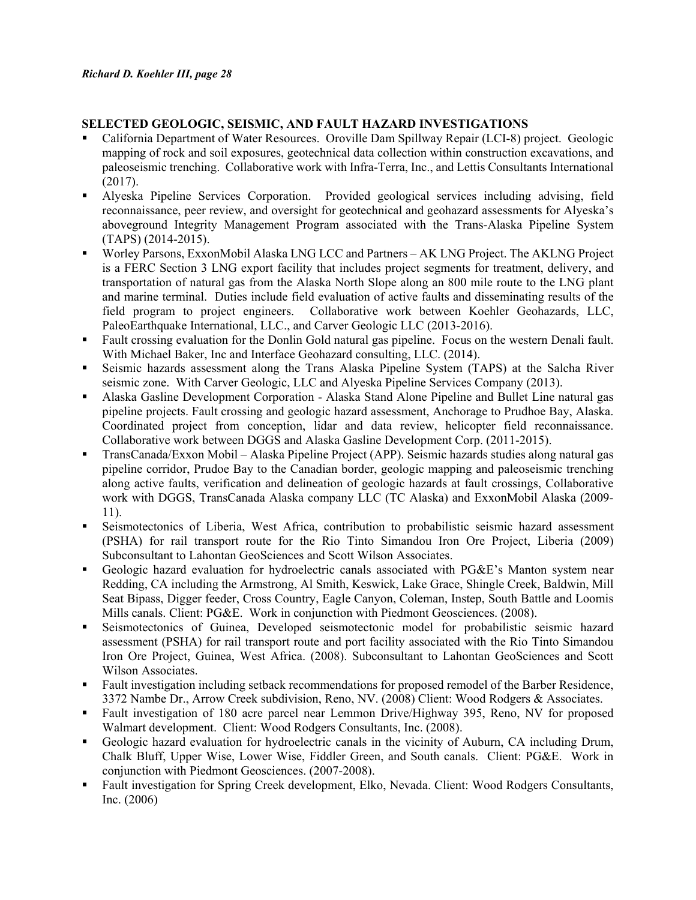## SELECTED GEOLOGIC, SEISMIC, AND FAULT HAZARD INVESTIGATIONS

- California Department of Water Resources. Oroville Dam Spillway Repair (LCI-8) project. Geologic mapping of rock and soil exposures, geotechnical data collection within construction excavations, and paleoseismic trenching. Collaborative work with Infra-Terra, Inc., and Lettis Consultants International (2017).
- Alyeska Pipeline Services Corporation. Provided geological services including advising, field reconnaissance, peer review, and oversight for geotechnical and geohazard assessments for Alyeska's aboveground Integrity Management Program associated with the Trans-Alaska Pipeline System (TAPS) (2014-2015).
- Worley Parsons, ExxonMobil Alaska LNG LCC and Partners – AK LNG Project. The AKLNG Project is a FERC Section 3 LNG export facility that includes project segments for treatment, delivery, and transportation of natural gas from the Alaska North Slope along an 800 mile route to the LNG plant and marine terminal. Duties include field evaluation of active faults and disseminating results of the field program to project engineers. Collaborative work between Koehler Geohazards, LLC, PaleoEarthquake International, LLC., and Carver Geologic LLC (2013-2016).
- Fault crossing evaluation for the Donlin Gold natural gas pipeline. Focus on the western Denali fault. With Michael Baker, Inc and Interface Geohazard consulting, LLC. (2014).
- Seismic hazards assessment along the Trans Alaska Pipeline System (TAPS) at the Salcha River seismic zone. With Carver Geologic, LLC and Alyeska Pipeline Services Company (2013).
- Alaska Gasline Development Corporation - Alaska Stand Alone Pipeline and Bullet Line natural gas pipeline projects. Fault crossing and geologic hazard assessment, Anchorage to Prudhoe Bay, Alaska. Coordinated project from conception, lidar and data review, helicopter field reconnaissance. Collaborative work between DGGS and Alaska Gasline Development Corp. (2011-2015).
- TransCanada/Exxon Mobil – Alaska Pipeline Project (APP). Seismic hazards studies along natural gas pipeline corridor, Prudoe Bay to the Canadian border, geologic mapping and paleoseismic trenching along active faults, verification and delineation of geologic hazards at fault crossings, Collaborative work with DGGS, TransCanada Alaska company LLC (TC Alaska) and ExxonMobil Alaska (2009-11).
- Seismotectonics of Liberia, West Africa, contribution to probabilistic seismic hazard assessment (PSHA) for rail transport route for the Rio Tinto Simandou Iron Ore Project, Liberia (2009) Subconsultant to Lahontan GeoSciences and Scott Wilson Associates.
- Geologic hazard evaluation for hydroelectric canals associated with PG&E's Manton system near Redding, CA including the Armstrong, Al Smith, Keswick, Lake Grace, Shingle Creek, Baldwin, Mill Seat Bipass, Digger feeder, Cross Country, Eagle Canyon, Coleman, Instep, South Battle and Loomis Mills canals. Client: PG&E. Work in conjunction with Piedmont Geosciences. (2008).
- Seismotectonics of Guinea, Developed seismotectonic model for probabilistic seismic hazard assessment (PSHA) for rail transport route and port facility associated with the Rio Tinto Simandou Iron Ore Project, Guinea, West Africa. (2008). Subconsultant to Lahontan GeoSciences and Scott Wilson Associates.
- Fault investigation including setback recommendations for proposed remodel of the Barber Residence, 3372 Nambe Dr., Arrow Creek subdivision, Reno, NV. (2008) Client: Wood Rodgers & Associates.
- Fault investigation of 180 acre parcel near Lemmon Drive/Highway 395, Reno, NV for proposed Walmart development. Client: Wood Rodgers Consultants, Inc. (2008).
- Geologic hazard evaluation for hydroelectric canals in the vicinity of Auburn, CA including Drum, Chalk Bluff, Upper Wise, Lower Wise, Fiddler Green, and South canals. Client: PG&E. Work in conjunction with Piedmont Geosciences. (2007-2008).
- Fault investigation for Spring Creek development, Elko, Nevada. Client: Wood Rodgers Consultants, Inc. (2006)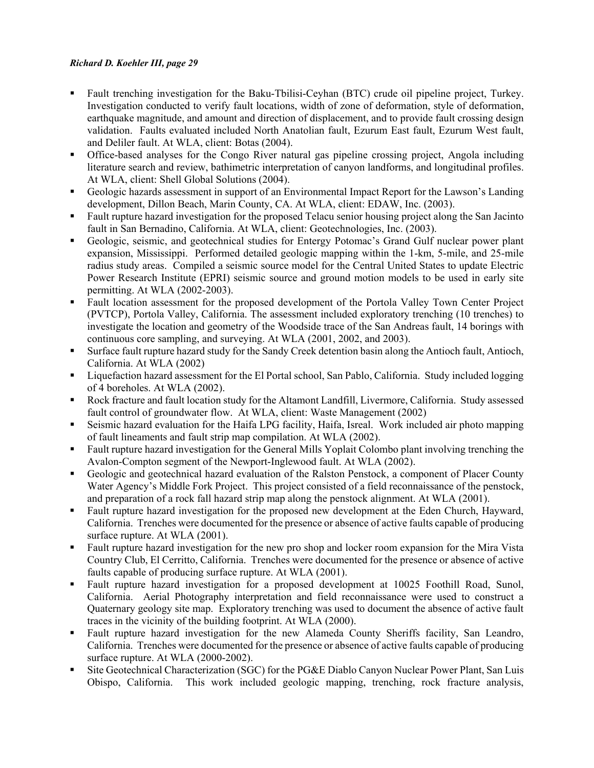- Fault trenching investigation for the Baku-Tbilisi-Ceyhan (BTC) crude oil pipeline project, Turkey. Investigation conducted to verify fault locations, width of zone of deformation, style of deformation, earthquake magnitude, and amount and direction of displacement, and to provide fault crossing design validation. Faults evaluated included North Anatolian fault, Ezurum East fault, Ezurum West fault, and Deliler fault. At WLA, client: Botas (2004).
- Office-based analyses for the Congo River natural gas pipeline crossing project, Angola including literature search and review, bathimetric interpretation of canyon landforms, and longitudinal profiles. At WLA, client: Shell Global Solutions (2004).
- Geologic hazards assessment in support of an Environmental Impact Report for the Lawson's Landing development, Dillon Beach, Marin County, CA. At WLA, client: EDAW, Inc. (2003).
- Fault rupture hazard investigation for the proposed Telacu senior housing project along the San Jacinto fault in San Bernadino, California. At WLA, client: Geotechnologies, Inc. (2003).
- Geologic, seismic, and geotechnical studies for Entergy Potomac's Grand Gulf nuclear power plant expansion, Mississippi. Performed detailed geologic mapping within the 1-km, 5-mile, and 25-mile radius study areas. Compiled a seismic source model for the Central United States to update Electric Power Research Institute (EPRI) seismic source and ground motion models to be used in early site permitting. At WLA (2002-2003).
- Fault location assessment for the proposed development of the Portola Valley Town Center Project (PVTCP), Portola Valley, California. The assessment included exploratory trenching (10 trenches) to investigate the location and geometry of the Woodside trace of the San Andreas fault, 14 borings with continuous core sampling, and surveying. At WLA (2001, 2002, and 2003).
- Surface fault rupture hazard study for the Sandy Creek detention basin along the Antioch fault, Antioch, California. At WLA (2002)
- Liquefaction hazard assessment for the El Portal school, San Pablo, California. Study included logging of 4 boreholes. At WLA (2002).
- Rock fracture and fault location study for the Altamont Landfill, Livermore, California. Study assessed fault control of groundwater flow. At WLA, client: Waste Management (2002)
- Seismic hazard evaluation for the Haifa LPG facility, Haifa, Isreal. Work included air photo mapping of fault lineaments and fault strip map compilation. At WLA (2002).
- Fault rupture hazard investigation for the General Mills Yoplait Colombo plant involving trenching the Avalon-Compton segment of the Newport-Inglewood fault. At WLA (2002).
- Geologic and geotechnical hazard evaluation of the Ralston Penstock, a component of Placer County Water Agency's Middle Fork Project. This project consisted of a field reconnaissance of the penstock, and preparation of a rock fall hazard strip map along the penstock alignment. At WLA (2001).
- Fault rupture hazard investigation for the proposed new development at the Eden Church, Hayward, California. Trenches were documented for the presence or absence of active faults capable of producing surface rupture. At WLA (2001).
- Fault rupture hazard investigation for the new pro shop and locker room expansion for the Mira Vista Country Club, El Cerritto, California. Trenches were documented for the presence or absence of active faults capable of producing surface rupture. At WLA (2001).
- Fault rupture hazard investigation for a proposed development at 10025 Foothill Road, Sunol, California. Aerial Photography interpretation and field reconnaissance were used to construct a Quaternary geology site map. Exploratory trenching was used to document the absence of active fault traces in the vicinity of the building footprint. At WLA (2000).
- Fault rupture hazard investigation for the new Alameda County Sheriffs facility, San Leandro, California. Trenches were documented for the presence or absence of active faults capable of producing surface rupture. At WLA (2000-2002).
- Site Geotechnical Characterization (SGC) for the PG&E Diablo Canyon Nuclear Power Plant, San Luis Obispo, California. This work included geologic mapping, trenching, rock fracture analysis,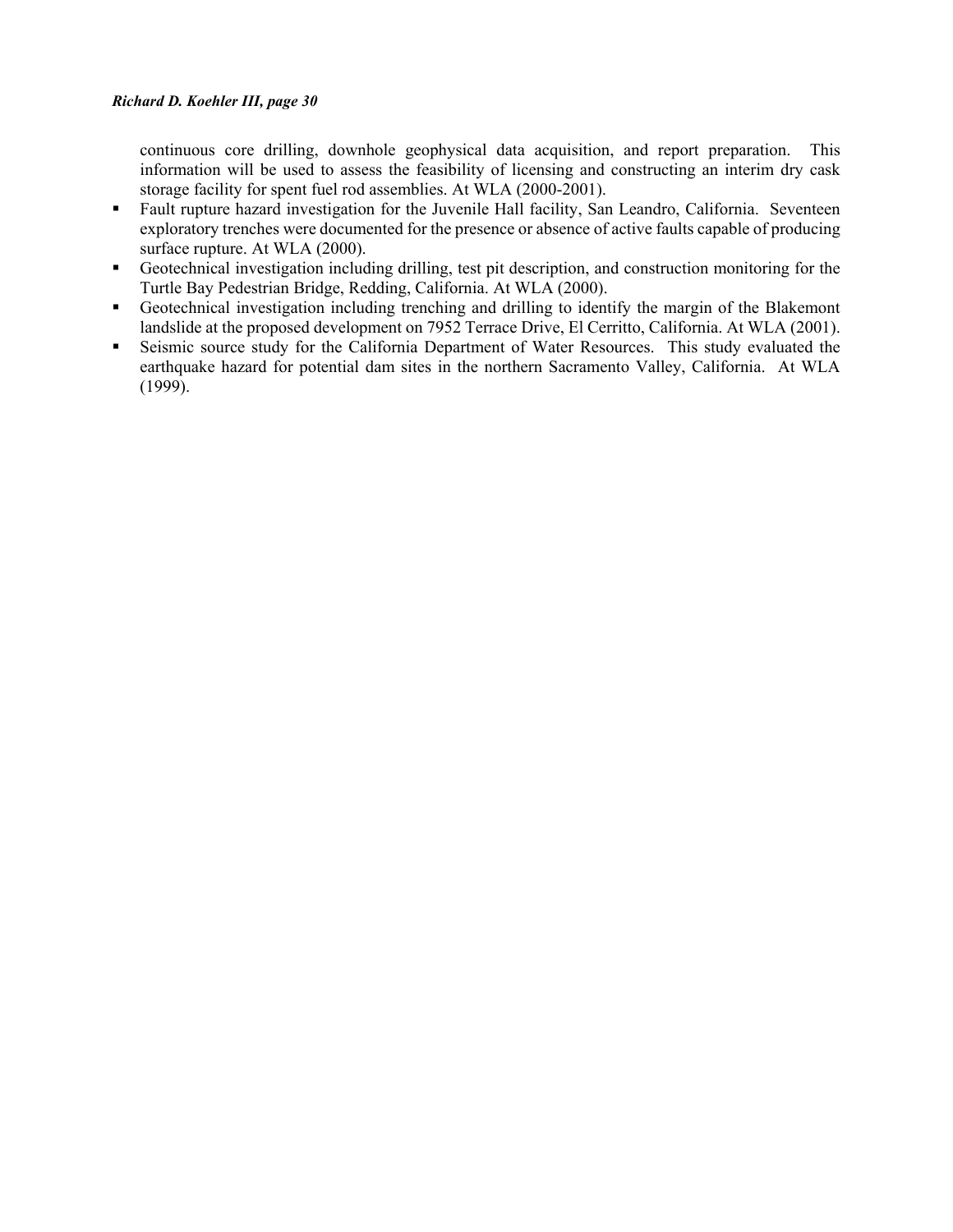continuous core drilling, downhole geophysical data acquisition, and report preparation. This information will be used to assess the feasibility of licensing and constructing an interim dry cask storage facility for spent fuel rod assemblies. At WLA (2000-2001).

- Fault rupture hazard investigation for the Juvenile Hall facility, San Leandro, California. Seventeen exploratory trenches were documented for the presence or absence of active faults capable of producing surface rupture. At WLA (2000).
- Geotechnical investigation including drilling, test pit description, and construction monitoring for the Turtle Bay Pedestrian Bridge, Redding, California. At WLA (2000).
- Geotechnical investigation including trenching and drilling to identify the margin of the Blakemont landslide at the proposed development on 7952 Terrace Drive, El Cerritto, California. At WLA (2001).
- Seismic source study for the California Department of Water Resources. This study evaluated the earthquake hazard for potential dam sites in the northern Sacramento Valley, California. At WLA (1999).